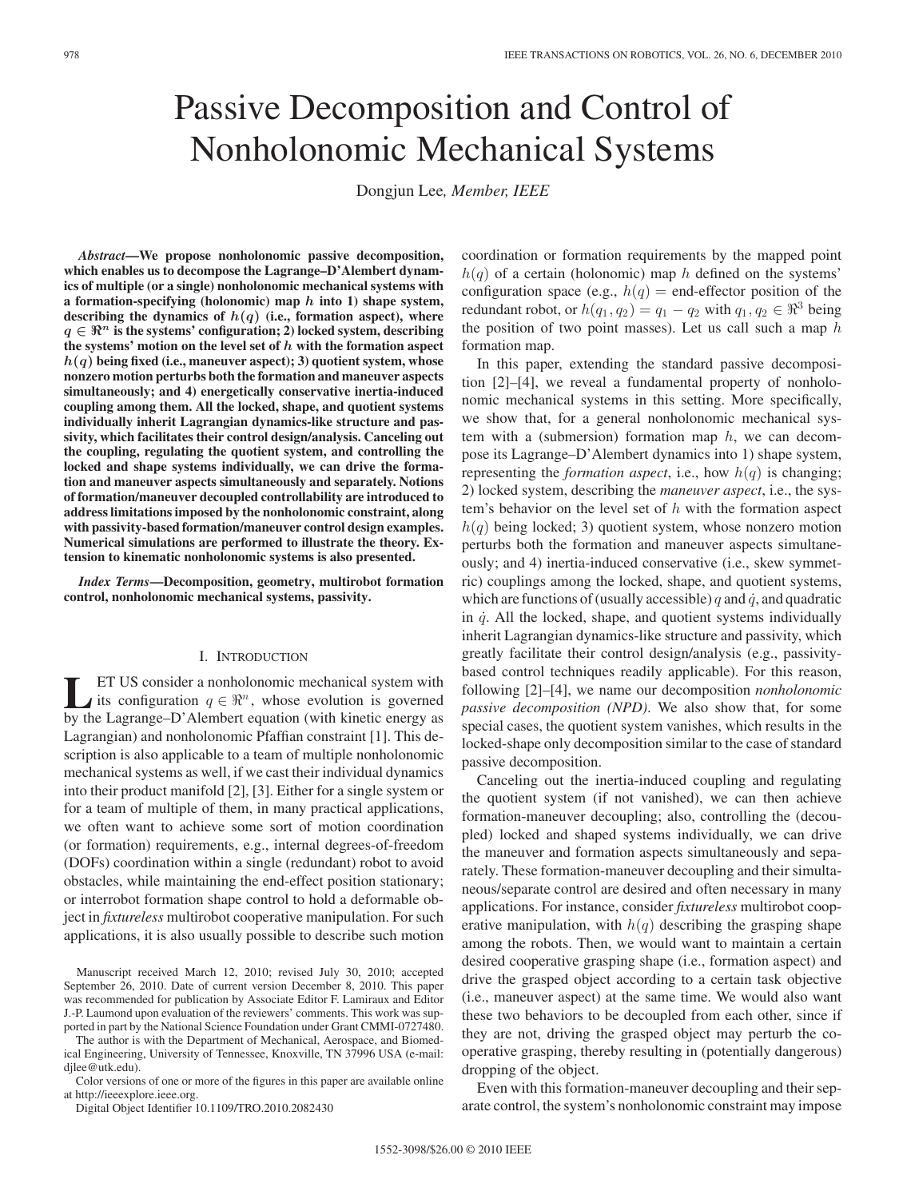# Passive Decomposition and Control of Nonholonomic Mechanical Systems

Dongjun Lee, *Member, IEEE*

***Abstract*—We propose nonholonomic passive decomposition, which enables us to decompose the Lagrange–D'Alembert dynamics of multiple (or a single) nonholonomic mechanical systems with a formation-specifying (holonomic) map $h$ into 1) shape system, describing the dynamics of $h(q)$ (i.e., formation aspect), where $q \in \Re^n$ is the systems' configuration; 2) locked system, describing the systems' motion on the level set of $h$ with the formation aspect $h(q)$ being fixed (i.e., maneuver aspect); 3) quotient system, whose nonzero motion perturbs both the formation and maneuver aspects simultaneously; and 4) energetically conservative inertia-induced coupling among them. All the locked, shape, and quotient systems individually inherit Lagrangian dynamics-like structure and passivity, which facilitates their control design/analysis. Canceling out the coupling, regulating the quotient system, and controlling the locked and shape systems individually, we can drive the formation and maneuver aspects simultaneously and separately. Notions of formation/maneuver decoupled controllability are introduced to address limitations imposed by the nonholonomic constraint, along with passivity-based formation/maneuver control design examples. Numerical simulations are performed to illustrate the theory. Extension to kinematic nonholonomic systems is also presented.**

***Index Terms*—Decomposition, geometry, multirobot formation control, nonholonomic mechanical systems, passivity.**

## I. Introduction

Let us consider a nonholonomic mechanical system with its configuration $q \in \Re^n$, whose evolution is governed by the Lagrange–D'Alembert equation (with kinetic energy as Lagrangian) and nonholonomic Pfaffian constraint [1]. This description is also applicable to a team of multiple nonholonomic mechanical systems as well, if we cast their individual dynamics into their product manifold [2], [3]. Either for a single system or for a team of multiple of them, in many practical applications, we often want to achieve some sort of motion coordination (or formation) requirements, e.g., internal degrees-of-freedom (DOFs) coordination within a single (redundant) robot to avoid obstacles, while maintaining the end-effect position stationary; or interrobot formation shape control to hold a deformable object in *fixtureless* multirobot cooperative manipulation. For such applications, it is also usually possible to describe such motion coordination or formation requirements by the mapped point $h(q)$ of a certain (holonomic) map $h$ defined on the systems' configuration space (e.g., $h(q)$ = end-effector position of the redundant robot, or $h(q_1, q_2) = q_1 - q_2$ with $q_1, q_2 \in \Re^3$ being the position of two point masses). Let us call such a map $h$ formation map.

In this paper, extending the standard passive decomposition [2]–[4], we reveal a fundamental property of nonholonomic mechanical systems in this setting. More specifically, we show that, for a general nonholonomic mechanical system with a (submersion) formation map $h$, we can decompose its Lagrange–D'Alembert dynamics into 1) shape system, representing the *formation aspect*, i.e., how $h(q)$ is changing; 2) locked system, describing the *maneuver aspect*, i.e., the system's behavior on the level set of $h$ with the formation aspect $h(q)$ being locked; 3) quotient system, whose nonzero motion perturbs both the formation and maneuver aspects simultaneously; and 4) inertia-induced conservative (i.e., skew symmetric) couplings among the locked, shape, and quotient systems, which are functions of (usually accessible) $q$ and $\dot{q}$, and quadratic in $\dot{q}$. All the locked, shape, and quotient systems individually inherit Lagrangian dynamics-like structure and passivity, which greatly facilitate their control design/analysis (e.g., passivity-based control techniques readily applicable). For this reason, following [2]–[4], we name our decomposition *nonholonomic passive decomposition (NPD)*. We also show that, for some special cases, the quotient system vanishes, which results in the locked-shape only decomposition similar to the case of standard passive decomposition.

Canceling out the inertia-induced coupling and regulating the quotient system (if not vanished), we can then achieve formation-maneuver decoupling; also, controlling the (decoupled) locked and shaped systems individually, we can drive the maneuver and formation aspects simultaneously and separately. These formation-maneuver decoupling and their simultaneous/separate control are desired and often necessary in many applications. For instance, consider *fixtureless* multirobot cooperative manipulation, with $h(q)$ describing the grasping shape among the robots. Then, we would want to maintain a certain desired cooperative grasping shape (i.e., formation aspect) and drive the grasped object according to a certain task objective (i.e., maneuver aspect) at the same time. We would also want these two behaviors to be decoupled from each other, since if they are not, driving the grasped object may perturb the cooperative grasping, thereby resulting in (potentially dangerous) dropping of the object.

Even with this formation-maneuver decoupling and their separate control, the system's nonholonomic constraint may impose

---

Manuscript received March 12, 2010; revised July 30, 2010; accepted September 26, 2010. Date of current version December 8, 2010. This paper was recommended for publication by Associate Editor F. Lamiraux and Editor J.-P. Laumond upon evaluation of the reviewers' comments. This work was supported in part by the National Science Foundation under Grant CMMI-0727480.

The author is with the Department of Mechanical, Aerospace, and Biomedical Engineering, University of Tennessee, Knoxville, TN 37996 USA (e-mail: djlee@utk.edu).

Color versions of one or more of the figures in this paper are available online at http://ieeexplore.ieee.org.

Digital Object Identifier 10.1109/TRO.2010.2082430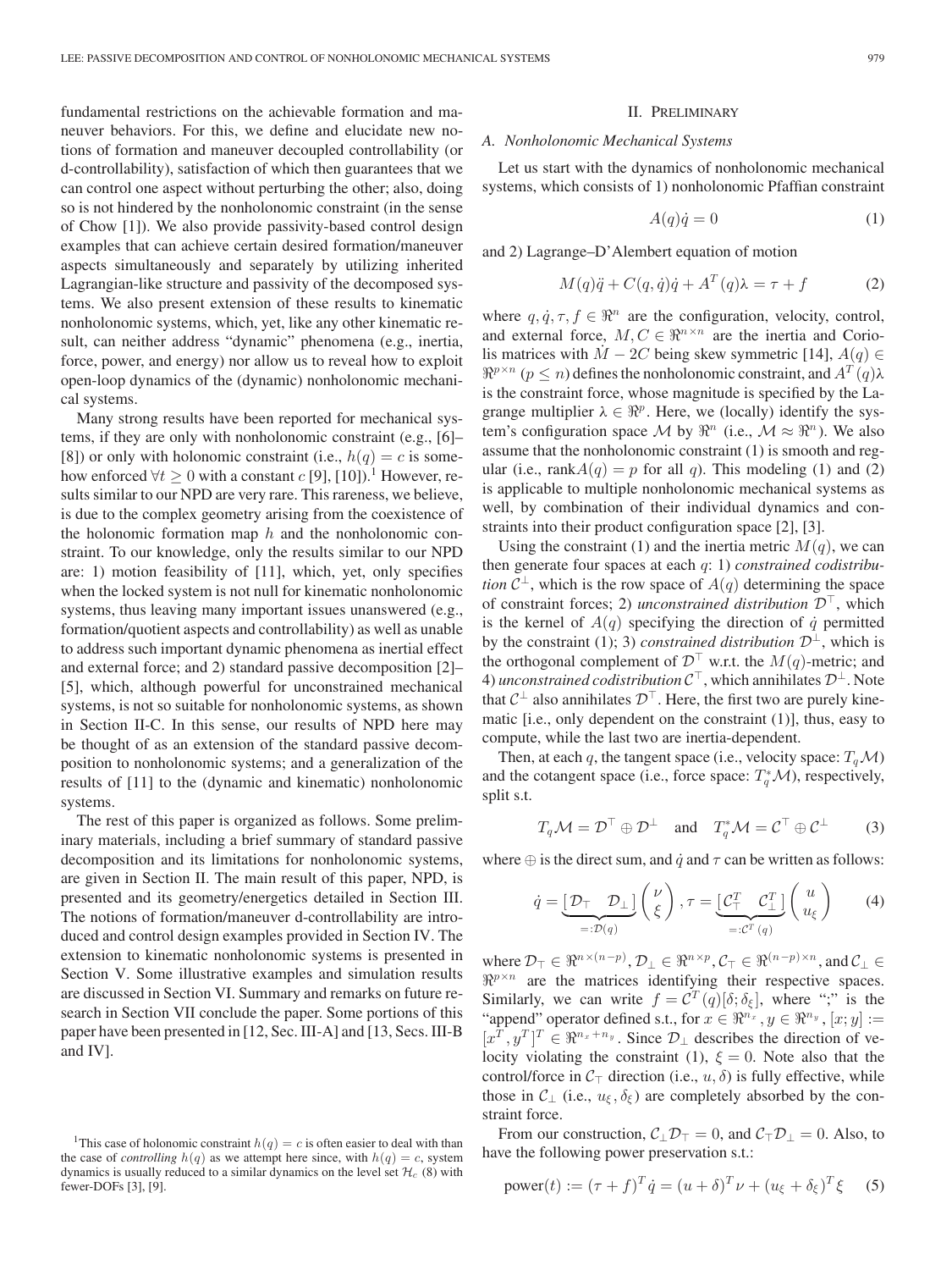fundamental restrictions on the achievable formation and maneuver behaviors. For this, we define and elucidate new notions of formation and maneuver decoupled controllability (or d-controllability), satisfaction of which then guarantees that we can control one aspect without perturbing the other; also, doing so is not hindered by the nonholonomic constraint (in the sense of Chow [1]). We also provide passivity-based control design examples that can achieve certain desired formation/maneuver aspects simultaneously and separately by utilizing inherited Lagrangian-like structure and passivity of the decomposed systems. We also present extension of these results to kinematic nonholonomic systems, which, yet, like any other kinematic result, can neither address "dynamic" phenomena (e.g., inertia, force, power, and energy) nor allow us to reveal how to exploit open-loop dynamics of the (dynamic) nonholonomic mechanical systems.

Many strong results have been reported for mechanical systems, if they are only with nonholonomic constraint (e.g., [6]–[8]) or only with holonomic constraint (i.e., $h(q) = c$ is somehow enforced $\forall t \geq 0$ with a constant $c$ [9], [10]).[1] However, results similar to our NPD are very rare. This rareness, we believe, is due to the complex geometry arising from the coexistence of the holonomic formation map $h$ and the nonholonomic constraint. To our knowledge, only the results similar to our NPD are: 1) motion feasibility of [11], which, yet, only specifies when the locked system is not null for kinematic nonholonomic systems, thus leaving many important issues unanswered (e.g., formation/quotient aspects and controllability) as well as unable to address such important dynamic phenomena as inertial effect and external force; and 2) standard passive decomposition [2]–[5], which, although powerful for unconstrained mechanical systems, is not so suitable for nonholonomic systems, as shown in Section II-C. In this sense, our results of NPD here may be thought of as an extension of the standard passive decomposition to nonholonomic systems; and a generalization of the results of [11] to the (dynamic and kinematic) nonholonomic systems.

The rest of this paper is organized as follows. Some preliminary materials, including a brief summary of standard passive decomposition and its limitations for nonholonomic systems, are given in Section II. The main result of this paper, NPD, is presented and its geometry/energetics detailed in Section III. The notions of formation/maneuver d-controllability are introduced and control design examples provided in Section IV. The extension to kinematic nonholonomic systems is presented in Section V. Some illustrative examples and simulation results are discussed in Section VI. Summary and remarks on future research in Section VII conclude the paper. Some portions of this paper have been presented in [12, Sec. III-A] and [13, Secs. III-B and IV].

[1]This case of holonomic constraint $h(q) = c$ is often easier to deal with than the case of *controlling* $h(q)$ as we attempt here since, with $h(q) = c$, system dynamics is usually reduced to a similar dynamics on the level set $\mathcal{H}_c$ (8) with fewer-DOFs [3], [9].

## II. Preliminary

### A. Nonholonomic Mechanical Systems

Let us start with the dynamics of nonholonomic mechanical systems, which consists of 1) nonholonomic Pfaffian constraint

$$A(q)\dot{q} = 0 \tag{1}$$

and 2) Lagrange–D'Alembert equation of motion

$$M(q)\ddot{q} + C(q, \dot{q})\dot{q} + A^T(q)\lambda = \tau + f \tag{2}$$

where $q, \dot{q}, \tau, f \in \Re^n$ are the configuration, velocity, control, and external force, $M, C \in \Re^{n \times n}$ are the inertia and Coriolis matrices with $\dot{M} - 2C$ being skew symmetric [14], $A(q) \in \Re^{p \times n}$ ($p \leq n$) defines the nonholonomic constraint, and $A^T(q)\lambda$ is the constraint force, whose magnitude is specified by the Lagrange multiplier $\lambda \in \Re^p$. Here, we (locally) identify the system's configuration space $\mathcal{M}$ by $\Re^n$ (i.e., $\mathcal{M} \approx \Re^n$). We also assume that the nonholonomic constraint (1) is smooth and regular (i.e., $\text{rank}A(q) = p$ for all $q$). This modeling (1) and (2) is applicable to multiple nonholonomic mechanical systems as well, by combination of their individual dynamics and constraints into their product configuration space [2], [3].

Using the constraint (1) and the inertia metric $M(q)$, we can then generate four spaces at each $q$: 1) *constrained codistribution* $\mathcal{C}^\perp$, which is the row space of $A(q)$ determining the space of constraint forces; 2) *unconstrained distribution* $\mathcal{D}^\top$, which is the kernel of $A(q)$ specifying the direction of $\dot{q}$ permitted by the constraint (1); 3) *constrained distribution* $\mathcal{D}^\perp$, which is the orthogonal complement of $\mathcal{D}^\top$ w.r.t. the $M(q)$-metric; and 4) *unconstrained codistribution* $\mathcal{C}^\top$, which annihilates $\mathcal{D}^\perp$. Note that $\mathcal{C}^\perp$ also annihilates $\mathcal{D}^\top$. Here, the first two are purely kinematic [i.e., only dependent on the constraint (1)], thus, easy to compute, while the last two are inertia-dependent.

Then, at each $q$, the tangent space (i.e., velocity space: $T_q\mathcal{M}$) and the cotangent space (i.e., force space: $T_q^*\mathcal{M}$), respectively, split s.t.

$$T_q\mathcal{M} = \mathcal{D}^\top \oplus \mathcal{D}^\perp \quad \text{and} \quad T_q^*\mathcal{M} = \mathcal{C}^\top \oplus \mathcal{C}^\perp \tag{3}$$

where $\oplus$ is the direct sum, and $\dot{q}$ and $\tau$ can be written as follows:

$$\dot{q} = \underbrace{\left[\mathcal{D}_\top \quad \mathcal{D}_\perp\right]}_{=:\mathcal{D}(q)} \begin{pmatrix} \nu \\ \xi \end{pmatrix}, \tau = \underbrace{\left[\mathcal{C}_\top^T \quad \mathcal{C}_\perp^T\right]}_{=:\mathcal{C}^T(q)} \begin{pmatrix} u \\ u_\xi \end{pmatrix} \tag{4}$$

where $\mathcal{D}_\top \in \Re^{n \times (n-p)}$, $\mathcal{D}_\perp \in \Re^{n \times p}$, $\mathcal{C}_\top \in \Re^{(n-p) \times n}$, and $\mathcal{C}_\perp \in \Re^{p \times n}$ are the matrices identifying their respective spaces. Similarly, we can write $f = \mathcal{C}^T(q)[\delta; \delta_\xi]$, where ";" is the "append" operator defined s.t., for $x \in \Re^{n_x}, y \in \Re^{n_y}$, $[x; y] := [x^T, y^T]^T \in \Re^{n_x + n_y}$. Since $\mathcal{D}_\perp$ describes the direction of velocity violating the constraint (1), $\xi = 0$. Note also that the control/force in $\mathcal{C}_\top$ direction (i.e., $u, \delta$) is fully effective, while those in $\mathcal{C}_\perp$ (i.e., $u_\xi, \delta_\xi$) are completely absorbed by the constraint force.

From our construction, $\mathcal{C}_\perp \mathcal{D}_\top = 0$, and $\mathcal{C}_\top \mathcal{D}_\perp = 0$. Also, to have the following power preservation s.t.:

$$\text{power}(t) := (\tau + f)^T \dot{q} = (u + \delta)^T \nu + (u_\xi + \delta_\xi)^T \xi \tag{5}$$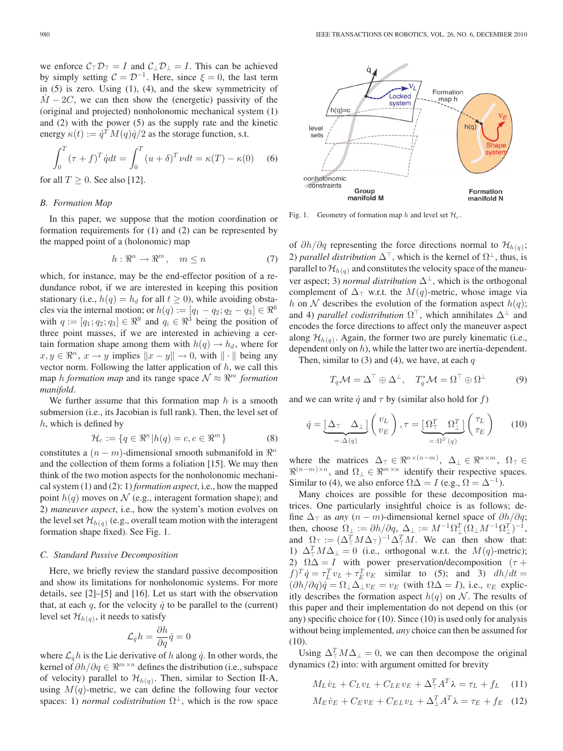we enforce $\mathcal{C}_\top \mathcal{D}_\top = I$ and $\mathcal{C}_\perp \mathcal{D}_\perp = I$. This can be achieved by simply setting $\mathcal{C} = \mathcal{D}^{-1}$. Here, since $\xi = 0$, the last term in (5) is zero. Using (1), (4), and the skew symmetricity of $\dot{M} - 2C$, we can then show the (energetic) passivity of the (original and projected) nonholonomic mechanical system (1) and (2) with the power (5) as the supply rate and the kinetic energy $\kappa(t) := \dot{q}^T M(q)\dot{q}/2$ as the storage function, s.t.

$$\int_0^T (\tau + f)^T \dot{q} dt = \int_0^T (u + \delta)^T \nu dt = \kappa(T) - \kappa(0) \quad (6)$$

for all $T \geq 0$. See also [12].

### B. Formation Map

In this paper, we suppose that the motion coordination or formation requirements for (1) and (2) can be represented by the mapped point of a (holonomic) map

$$h : \Re^n \to \Re^m, \quad m \leq n \quad (7)$$

which, for instance, may be the end-effector position of a redundance robot, if we are interested in keeping this position stationary (i.e., $h(q) = h_d$ for all $t \geq 0$), while avoiding obstacles via the internal motion; or $h(q) := [q_1 - q_2; q_2 - q_3] \in \Re^6$ with $q := [q_1; q_2; q_3] \in \Re^9$ and $q_i \in \Re^3$ being the position of three point masses, if we are interested in achieving a certain formation shape among them with $h(q) \to h_d$, where for $x, y \in \Re^n$, $x \to y$ implies $\|x - y\| \to 0$, with $\|\cdot\|$ being any vector norm. Following the latter application of $h$, we call this map $h$ *formation map* and its range space $\mathcal{N} \approx \Re^m$ *formation manifold*.

We further assume that this formation map $h$ is a smooth submersion (i.e., its Jacobian is full rank). Then, the level set of $h$, which is defined by

$$\mathcal{H}_c := \{q \in \Re^n | h(q) = c, c \in \Re^m\} \quad (8)$$

constitutes a $(n - m)$-dimensional smooth submanifold in $\Re^n$ and the collection of them forms a foliation [15]. We may then think of the two motion aspects for the nonholonomic mechanical system (1) and (2): 1) *formation aspect*, i.e., how the mapped point $h(q)$ moves on $\mathcal{N}$ (e.g., interagent formation shape); and 2) *maneuver aspect*, i.e., how the system's motion evolves on the level set $\mathcal{H}_{h(q)}$ (e.g., overall team motion with the interagent formation shape fixed). See Fig. 1.

### C. Standard Passive Decomposition

Here, we briefly review the standard passive decomposition and show its limitations for nonholonomic systems. For more details, see [2]–[5] and [16]. Let us start with the observation that, at each $q$, for the velocity $\dot{q}$ to be parallel to the (current) level set $\mathcal{H}_{h(q)}$, it needs to satisfy

$$\mathcal{L}_{\dot{q}} h = \frac{\partial h}{\partial q} \dot{q} = 0$$

where $\mathcal{L}_{\dot{q}} h$ is the Lie derivative of $h$ along $\dot{q}$. In other words, the kernel of $\partial h / \partial q \in \Re^{m \times n}$ defines the distribution (i.e., subspace of velocity) parallel to $\mathcal{H}_{h(q)}$. Then, similar to Section II-A, using $M(q)$-metric, we can define the following four vector spaces: 1) *normal codistribution* $\Omega^\perp$, which is the row space of $\partial h / \partial q$ representing the force directions normal to $\mathcal{H}_{h(q)}$; 2) *parallel distribution* $\Delta^\top$, which is the kernel of $\Omega^\perp$, thus, is parallel to $\mathcal{H}_{h(q)}$ and constitutes the velocity space of the maneuver aspect; 3) *normal distribution* $\Delta^\perp$, which is the orthogonal complement of $\Delta_\top$ w.r.t. the $M(q)$-metric, whose image via $h$ on $\mathcal{N}$ describes the evolution of the formation aspect $h(q)$; and 4) *parallel codistribution* $\Omega^\top$, which annihilates $\Delta^\perp$ and encodes the force directions to affect only the maneuver aspect along $\mathcal{H}_{h(q)}$. Again, the former two are purely kinematic (i.e., dependent only on $h$), while the latter two are inertia-dependent.

Fig. 1. Geometry of formation map $h$ and level set $\mathcal{H}_c$.

Then, similar to (3) and (4), we have, at each $q$

$$T_q \mathcal{M} = \Delta^\top \oplus \Delta^\perp, \quad T_q^* \mathcal{M} = \Omega^\top \oplus \Omega^\perp \quad (9)$$

and we can write $\dot{q}$ and $\tau$ by (similar also hold for $f$)

$$\dot{q} = \underbrace{[\Delta_\top \quad \Delta_\perp]}_{=:\Delta(q)} \begin{pmatrix} v_L \\ v_E \end{pmatrix}, \tau = \underbrace{[\Omega_\top^T \quad \Omega_\perp^T]}_{=:\Omega^T(q)} \begin{pmatrix} \tau_L \\ \tau_E \end{pmatrix} \quad (10)$$

where the matrices $\Delta_\top \in \Re^{n \times (n-m)}$, $\Delta_\perp \in \Re^{n \times m}$, $\Omega_\top \in \Re^{(n-m) \times n}$, and $\Omega_\perp \in \Re^{m \times n}$ identify their respective spaces. Similar to (4), we also enforce $\Omega \Delta = I$ (e.g., $\Omega = \Delta^{-1}$).

Many choices are possible for these decomposition matrices. One particularly insightful choice is as follows; define $\Delta_\top$ as *any* $(n - m)$-dimensional kernel space of $\partial h / \partial q$; then, choose $\Omega_\perp := \partial h / \partial q$, $\Delta_\perp := M^{-1} \Omega_\perp^T (\Omega_\perp M^{-1} \Omega_\perp^T)^{-1}$, and $\Omega_\top := (\Delta_\top^T M \Delta_\top)^{-1} \Delta_\top^T M$. We can then show that: 1) $\Delta_\top^T M \Delta_\perp = 0$ (i.e., orthogonal w.r.t. the $M(q)$-metric); 2) $\Omega \Delta = I$ with power preservation/decomposition $(\tau + f)^T \dot{q} = \tau_L^T v_L + \tau_E^T v_E$ similar to (5); and 3) $dh/dt = (\partial h / \partial q) \dot{q} = \Omega_\perp \Delta_\perp v_E = v_E$ (with $\Omega \Delta = I$), i.e., $v_E$ explicitly describes the formation aspect $h(q)$ on $\mathcal{N}$. The results of this paper and their implementation do not depend on this (or any) specific choice for (10). Since (10) is used only for analysis without being implemented, *any* choice can then be assumed for (10).

Using $\Delta_\top^T M \Delta_\perp = 0$, we can then decompose the original dynamics (2) into: with argument omitted for brevity

$$M_L \dot{v}_L + C_L v_L + C_{LE} v_E + \Delta_\top^T A^T \lambda = \tau_L + f_L \quad (11)$$

$$M_E \dot{v}_E + C_E v_E + C_{EL} v_L + \Delta_\perp^T A^T \lambda = \tau_E + f_E \quad (12)$$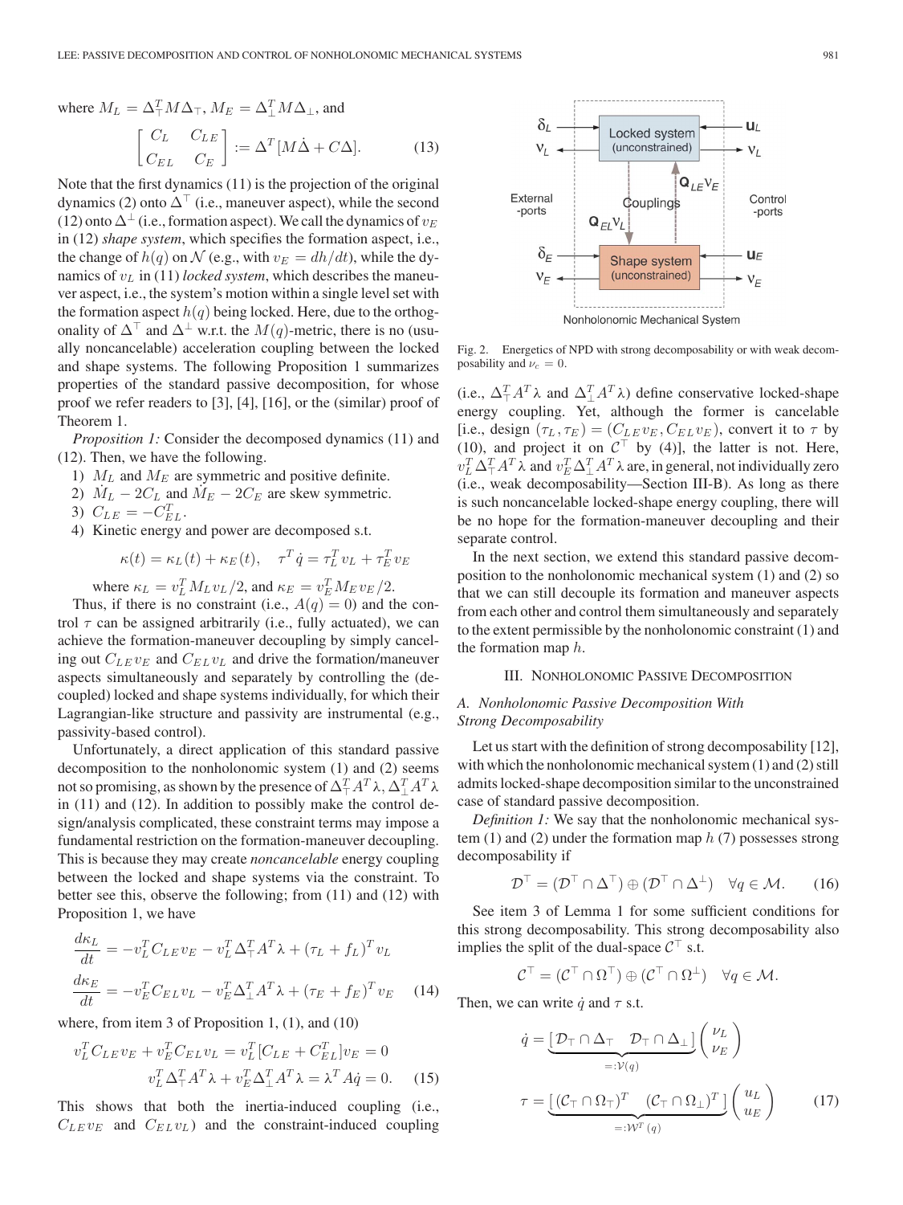where $M_L = \Delta_\top^T M \Delta_\top$, $M_E = \Delta_\perp^T M \Delta_\perp$, and

$$\begin{bmatrix} C_L & C_{LE} \\ C_{EL} & C_E \end{bmatrix} := \Delta^T [M\dot{\Delta} + C\Delta]. \tag{13}$$

Note that the first dynamics (11) is the projection of the original dynamics (2) onto $\Delta^\top$ (i.e., maneuver aspect), while the second (12) onto $\Delta^\perp$ (i.e., formation aspect). We call the dynamics of $v_E$ in (12) *shape system*, which specifies the formation aspect, i.e., the change of $h(q)$ on $\mathcal{N}$ (e.g., with $v_E = dh/dt$), while the dynamics of $v_L$ in (11) *locked system*, which describes the maneuver aspect, i.e., the system's motion within a single level set with the formation aspect $h(q)$ being locked. Here, due to the orthogonality of $\Delta^\top$ and $\Delta^\perp$ w.r.t. the $M(q)$-metric, there is no (usually noncancelable) acceleration coupling between the locked and shape systems. The following Proposition 1 summarizes properties of the standard passive decomposition, for whose proof we refer readers to [3], [4], [16], or the (similar) proof of Theorem 1.

*Proposition 1:* Consider the decomposed dynamics (11) and (12). Then, we have the following.

1) $M_L$ and $M_E$ are symmetric and positive definite.
2) $\dot{M}_L - 2C_L$ and $\dot{M}_E - 2C_E$ are skew symmetric.
3) $C_{LE} = -C_{EL}^T$.
4) Kinetic energy and power are decomposed s.t.

$$\kappa(t) = \kappa_L(t) + \kappa_E(t), \quad \tau^T \dot{q} = \tau_L^T v_L + \tau_E^T v_E$$

where $\kappa_L = v_L^T M_L v_L/2$, and $\kappa_E = v_E^T M_E v_E/2$.

Thus, if there is no constraint (i.e., $A(q) = 0$) and the control $\tau$ can be assigned arbitrarily (i.e., fully actuated), we can achieve the formation-maneuver decoupling by simply canceling out $C_{LE}v_E$ and $C_{EL}v_L$ and drive the formation/maneuver aspects simultaneously and separately by controlling the (decoupled) locked and shape systems individually, for which their Lagrangian-like structure and passivity are instrumental (e.g., passivity-based control).

Unfortunately, a direct application of this standard passive decomposition to the nonholonomic system (1) and (2) seems not so promising, as shown by the presence of $\Delta_\top^T A^T \lambda$, $\Delta_\perp^T A^T \lambda$ in (11) and (12). In addition to possibly make the control design/analysis complicated, these constraint terms may impose a fundamental restriction on the formation-maneuver decoupling. This is because they may create *noncancelable* energy coupling between the locked and shape systems via the constraint. To better see this, observe the following; from (11) and (12) with Proposition 1, we have

$$\begin{aligned} \frac{d\kappa_L}{dt} &= -v_L^T C_{LE} v_E - v_L^T \Delta_\top^T A^T \lambda + (\tau_L + f_L)^T v_L \\ \frac{d\kappa_E}{dt} &= -v_E^T C_{EL} v_L - v_E^T \Delta_\perp^T A^T \lambda + (\tau_E + f_E)^T v_E \end{aligned} \tag{14}$$

where, from item 3 of Proposition 1, (1), and (10)

$$\begin{aligned} v_L^T C_{LE} v_E + v_E^T C_{EL} v_L = v_L^T [C_{LE} + C_{EL}^T] v_E = 0 \\ v_L^T \Delta_\top^T A^T \lambda + v_E^T \Delta_\perp^T A^T \lambda = \lambda^T A \dot{q} = 0. \end{aligned} \tag{15}$$

This shows that both the inertia-induced coupling (i.e., $C_{LE}v_E$ and $C_{EL}v_L$) and the constraint-induced coupling (i.e., $\Delta_\top^T A^T \lambda$ and $\Delta_\perp^T A^T \lambda$) define conservative locked-shape energy coupling. Yet, although the former is cancelable [i.e., design $(\tau_L, \tau_E) = (C_{LE}v_E, C_{EL}v_E)$, convert it to $\tau$ by (10), and project it on $\mathcal{C}^\top$ by (4)], the latter is not. Here, $v_L^T \Delta_\top^T A^T \lambda$ and $v_E^T \Delta_\perp^T A^T \lambda$ are, in general, not individually zero (i.e., weak decomposability—Section III-B). As long as there is such noncancelable locked-shape energy coupling, there will be no hope for the formation-maneuver decoupling and their separate control.

In the next section, we extend this standard passive decomposition to the nonholonomic mechanical system (1) and (2) so that we can still decouple its formation and maneuver aspects from each other and control them simultaneously and separately to the extent permissible by the nonholonomic constraint (1) and the formation map $h$.

Fig. 2. Energetics of NPD with strong decomposability or with weak decomposability and $\nu_c = 0$.

## III. Nonholonomic Passive Decomposition

### A. Nonholonomic Passive Decomposition With Strong Decomposability

Let us start with the definition of strong decomposability [12], with which the nonholonomic mechanical system (1) and (2) still admits locked-shape decomposition similar to the unconstrained case of standard passive decomposition.

*Definition 1:* We say that the nonholonomic mechanical system (1) and (2) under the formation map $h$ (7) possesses strong decomposability if

$$\mathcal{D}^\top = (\mathcal{D}^\top \cap \Delta^\top) \oplus (\mathcal{D}^\top \cap \Delta^\perp) \quad \forall q \in \mathcal{M}. \tag{16}$$

See item 3 of Lemma 1 for some sufficient conditions for this strong decomposability. This strong decomposability also implies the split of the dual-space $\mathcal{C}^\top$ s.t.

$$\mathcal{C}^\top = (\mathcal{C}^\top \cap \Omega^\top) \oplus (\mathcal{C}^\top \cap \Omega^\perp) \quad \forall q \in \mathcal{M}.$$

Then, we can write $\dot{q}$ and $\tau$ s.t.

$$\begin{aligned} \dot{q} &= \underbrace{\begin{bmatrix} \mathcal{D}_\top \cap \Delta_\top & \mathcal{D}_\top \cap \Delta_\perp \end{bmatrix}}_{=:\mathcal{V}(q)} \begin{pmatrix} \nu_L \\ \nu_E \end{pmatrix} \\ \tau &= \underbrace{\begin{bmatrix} (\mathcal{C}_\top \cap \Omega_\top)^T & (\mathcal{C}_\top \cap \Omega_\perp)^T \end{bmatrix}}_{=:\mathcal{W}^T(q)} \begin{pmatrix} u_L \\ u_E \end{pmatrix} \end{aligned} \tag{17}$$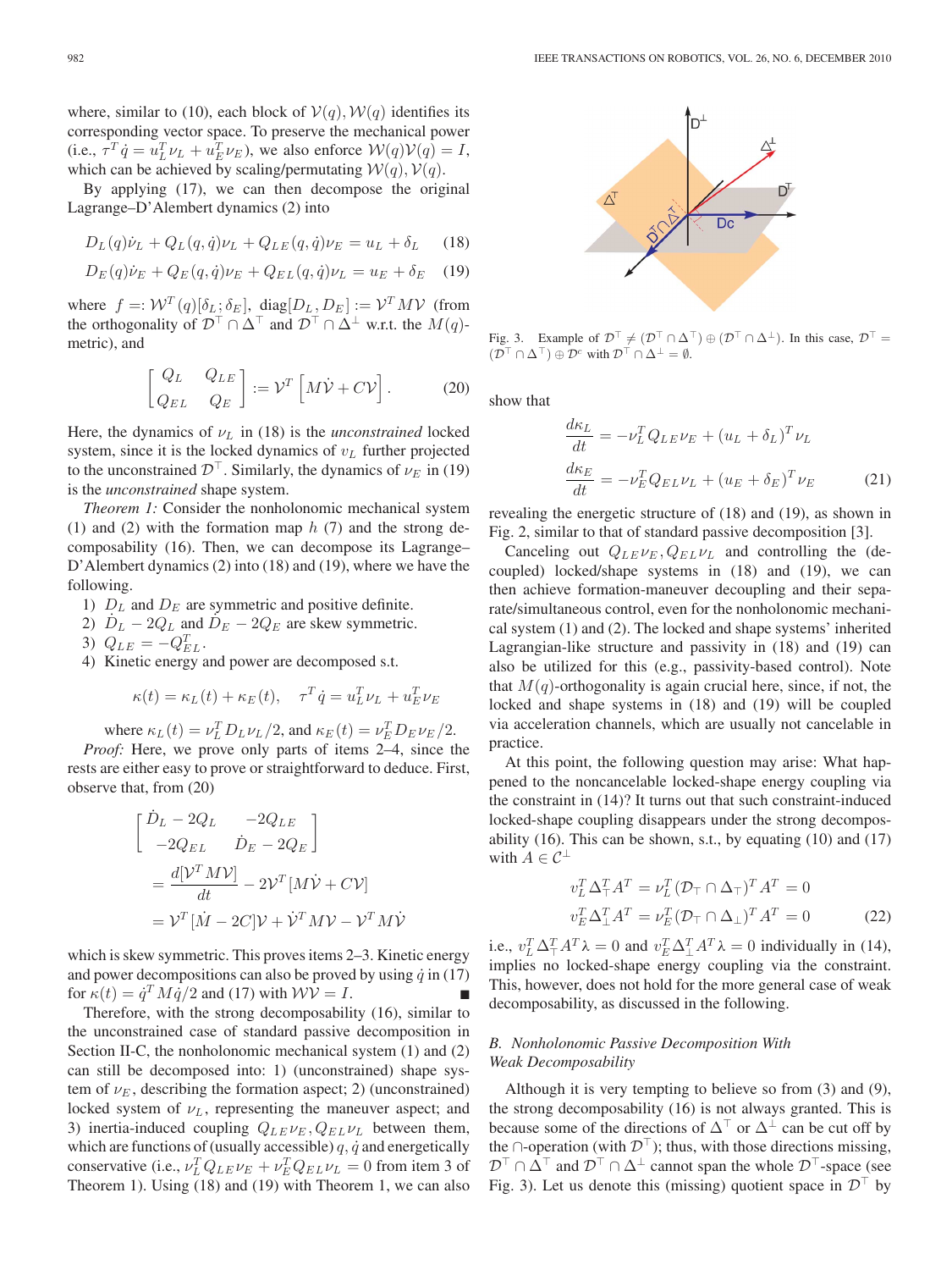where, similar to (10), each block of $\mathcal{V}(q), \mathcal{W}(q)$ identifies its corresponding vector space. To preserve the mechanical power (i.e., $\tau^T \dot{q} = u_L^T \nu_L + u_E^T \nu_E$), we also enforce $\mathcal{W}(q)\mathcal{V}(q) = I$, which can be achieved by scaling/permutating $\mathcal{W}(q), \mathcal{V}(q)$.

By applying (17), we can then decompose the original Lagrange–D'Alembert dynamics (2) into

$$D_L(q)\dot{\nu}_L + Q_L(q,\dot{q})\nu_L + Q_{LE}(q,\dot{q})\nu_E = u_L + \delta_L \quad (18)$$

$$D_E(q)\dot{\nu}_E + Q_E(q,\dot{q})\nu_E + Q_{EL}(q,\dot{q})\nu_L = u_E + \delta_E \quad (19)$$

where $f =: \mathcal{W}^T(q)[\delta_L; \delta_E]$, $\text{diag}[D_L, D_E] := \mathcal{V}^T M \mathcal{V}$ (from the orthogonality of $\mathcal{D}^\top \cap \Delta^\top$ and $\mathcal{D}^\top \cap \Delta^\perp$ w.r.t. the $M(q)$-metric), and

$$\begin{bmatrix} Q_L & Q_{LE} \\ Q_{EL} & Q_E \end{bmatrix} := \mathcal{V}^T \left[ M\dot{\mathcal{V}} + C\mathcal{V} \right]. \quad (20)$$

Here, the dynamics of $\nu_L$ in (18) is the *unconstrained* locked system, since it is the locked dynamics of $v_L$ further projected to the unconstrained $\mathcal{D}^\top$. Similarly, the dynamics of $\nu_E$ in (19) is the *unconstrained* shape system.

*Theorem 1:* Consider the nonholonomic mechanical system (1) and (2) with the formation map $h$ (7) and the strong decomposability (16). Then, we can decompose its Lagrange–D'Alembert dynamics (2) into (18) and (19), where we have the following.

1) $D_L$ and $D_E$ are symmetric and positive definite.
2) $\dot{D}_L - 2Q_L$ and $\dot{D}_E - 2Q_E$ are skew symmetric.
3) $Q_{LE} = -Q_{EL}^T$.
4) Kinetic energy and power are decomposed s.t.

$$\kappa(t) = \kappa_L(t) + \kappa_E(t), \quad \tau^T \dot{q} = u_L^T \nu_L + u_E^T \nu_E$$

where $\kappa_L(t) = \nu_L^T D_L \nu_L / 2$, and $\kappa_E(t) = \nu_E^T D_E \nu_E / 2$.

*Proof:* Here, we prove only parts of items 2–4, since the rests are either easy to prove or straightforward to deduce. First, observe that, from (20)

$$\begin{bmatrix} \dot{D}_L - 2Q_L & -2Q_{LE} \\ -2Q_{EL} & \dot{D}_E - 2Q_E \end{bmatrix}$$
$$= \frac{d[\mathcal{V}^T M \mathcal{V}]}{dt} - 2\mathcal{V}^T[M\dot{\mathcal{V}} + C\mathcal{V}]$$
$$= \mathcal{V}^T[\dot{M} - 2C]\mathcal{V} + \dot{\mathcal{V}}^T M \mathcal{V} - \mathcal{V}^T M \dot{\mathcal{V}}$$

which is skew symmetric. This proves items 2–3. Kinetic energy and power decompositions can also be proved by using $\dot{q}$ in (17) for $\kappa(t) = \dot{q}^T M \dot{q}/2$ and (17) with $\mathcal{W}\mathcal{V} = I$. ■

Therefore, with the strong decomposability (16), similar to the unconstrained case of standard passive decomposition in Section II-C, the nonholonomic mechanical system (1) and (2) can still be decomposed into: 1) (unconstrained) shape system of $\nu_E$, describing the formation aspect; 2) (unconstrained) locked system of $\nu_L$, representing the maneuver aspect; and 3) inertia-induced coupling $Q_{LE}\nu_E, Q_{EL}\nu_L$ between them, which are functions of (usually accessible) $q, \dot{q}$ and energetically conservative (i.e., $\nu_L^T Q_{LE}\nu_E + \nu_E^T Q_{EL}\nu_L = 0$ from item 3 of Theorem 1). Using (18) and (19) with Theorem 1, we can also show that

$$\frac{d\kappa_L}{dt} = -\nu_L^T Q_{LE}\nu_E + (u_L + \delta_L)^T \nu_L$$
$$\frac{d\kappa_E}{dt} = -\nu_E^T Q_{EL}\nu_L + (u_E + \delta_E)^T \nu_E \quad (21)$$

revealing the energetic structure of (18) and (19), as shown in Fig. 2, similar to that of standard passive decomposition [3].

Canceling out $Q_{LE}\nu_E, Q_{EL}\nu_L$ and controlling the (decoupled) locked/shape systems in (18) and (19), we can then achieve formation-maneuver decoupling and their separate/simultaneous control, even for the nonholonomic mechanical system (1) and (2). The locked and shape systems' inherited Lagrangian-like structure and passivity in (18) and (19) can also be utilized for this (e.g., passivity-based control). Note that $M(q)$-orthogonality is again crucial here, since, if not, the locked and shape systems in (18) and (19) will be coupled via acceleration channels, which are usually not cancelable in practice.

At this point, the following question may arise: What happened to the noncancelable locked-shape energy coupling via the constraint in (14)? It turns out that such constraint-induced locked-shape coupling disappears under the strong decomposability (16). This can be shown, s.t., by equating (10) and (17) with $A \in \mathcal{C}^\perp$

$$v_L^T \Delta_\top^T A^T = \nu_L^T (\mathcal{D}_\top \cap \Delta_\top)^T A^T = 0$$
$$v_E^T \Delta_\perp^T A^T = \nu_E^T (\mathcal{D}_\top \cap \Delta_\perp)^T A^T = 0 \quad (22)$$

i.e., $v_L^T \Delta_\top^T A^T \lambda = 0$ and $v_E^T \Delta_\perp^T A^T \lambda = 0$ individually in (14), implies no locked-shape energy coupling via the constraint. This, however, does not hold for the more general case of weak decomposability, as discussed in the following.

Fig. 3. Example of $\mathcal{D}^\top \neq (\mathcal{D}^\top \cap \Delta^\top) \oplus (\mathcal{D}^\top \cap \Delta^\perp)$. In this case, $\mathcal{D}^\top = (\mathcal{D}^\top \cap \Delta^\top) \oplus \mathcal{D}^c$ with $\mathcal{D}^\top \cap \Delta^\perp = \emptyset$.

### *B. Nonholonomic Passive Decomposition With Weak Decomposability*

Although it is very tempting to believe so from (3) and (9), the strong decomposability (16) is not always granted. This is because some of the directions of $\Delta^\top$ or $\Delta^\perp$ can be cut off by the $\cap$-operation (with $\mathcal{D}^\top$); thus, with those directions missing, $\mathcal{D}^\top \cap \Delta^\top$ and $\mathcal{D}^\top \cap \Delta^\perp$ cannot span the whole $\mathcal{D}^\top$-space (see Fig. 3). Let us denote this (missing) quotient space in $\mathcal{D}^\top$ by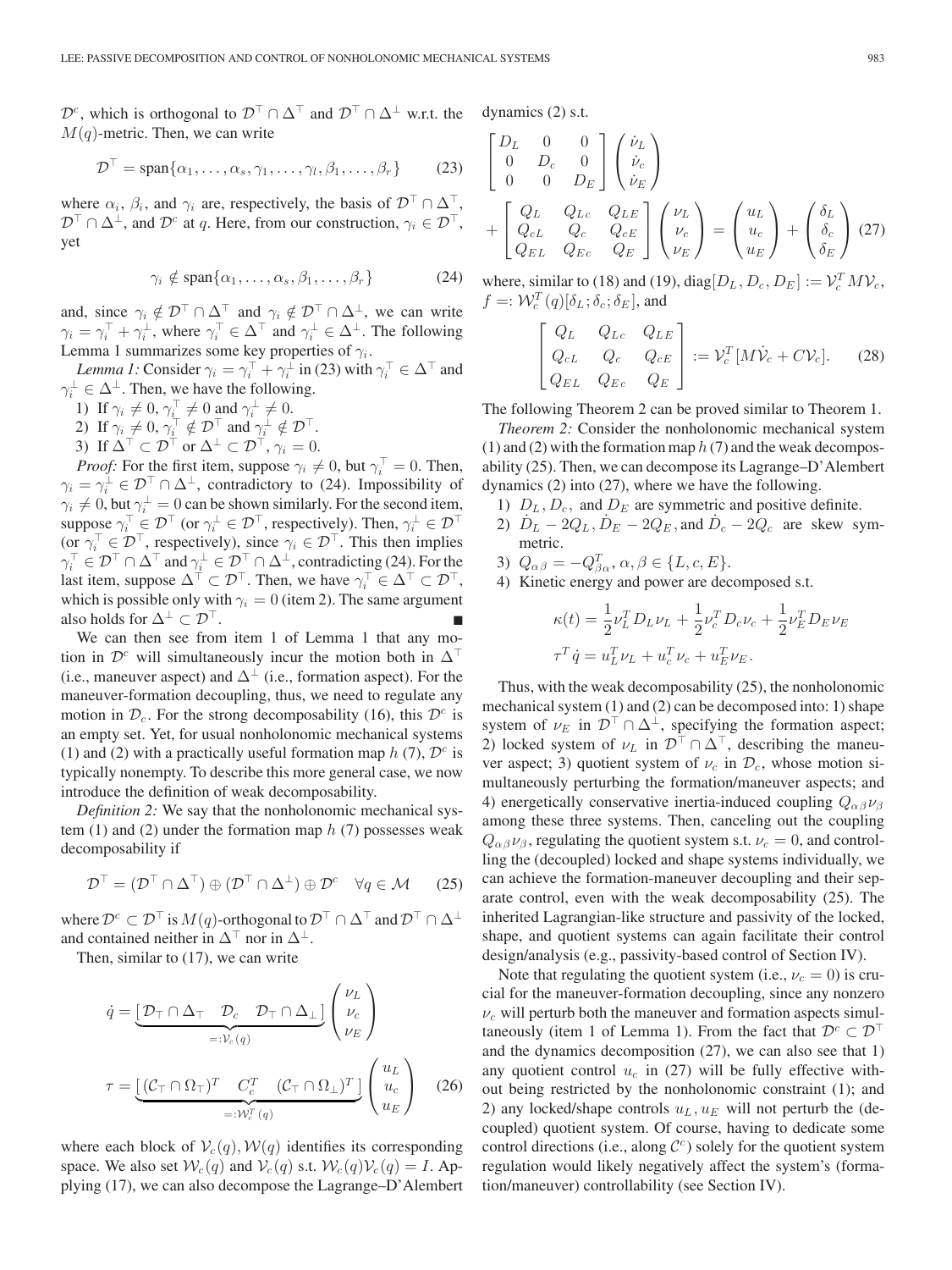$\mathcal{D}^c$, which is orthogonal to $\mathcal{D}^\top \cap \Delta^\top$ and $\mathcal{D}^\top \cap \Delta^\perp$ w.r.t. the $M(q)$-metric. Then, we can write

$$\mathcal{D}^\top = \text{span}\{\alpha_1, \ldots, \alpha_s, \gamma_1, \ldots, \gamma_l, \beta_1, \ldots, \beta_r\} \tag{23}$$

where $\alpha_i$, $\beta_i$, and $\gamma_i$ are, respectively, the basis of $\mathcal{D}^\top \cap \Delta^\top$, $\mathcal{D}^\top \cap \Delta^\perp$, and $\mathcal{D}^c$ at $q$. Here, from our construction, $\gamma_i \in \mathcal{D}^\top$, yet

$$\gamma_i \notin \text{span}\{\alpha_1, \ldots, \alpha_s, \beta_1, \ldots, \beta_r\} \tag{24}$$

and, since $\gamma_i \notin \mathcal{D}^\top \cap \Delta^\top$ and $\gamma_i \notin \mathcal{D}^\top \cap \Delta^\perp$, we can write $\gamma_i = \gamma_i^\top + \gamma_i^\perp$, where $\gamma_i^\top \in \Delta^\top$ and $\gamma_i^\perp \in \Delta^\perp$. The following Lemma 1 summarizes some key properties of $\gamma_i$.

*Lemma 1:* Consider $\gamma_i = \gamma_i^\top + \gamma_i^\perp$ in (23) with $\gamma_i^\top \in \Delta^\top$ and $\gamma_i^\perp \in \Delta^\perp$. Then, we have the following.

1) If $\gamma_i \neq 0$, $\gamma_i^\top \neq 0$ and $\gamma_i^\perp \neq 0$.
2) If $\gamma_i \neq 0$, $\gamma_i^\top \notin \mathcal{D}^\top$ and $\gamma_i^\perp \notin \mathcal{D}^\top$.
3) If $\Delta^\top \subset \mathcal{D}^\top$ or $\Delta^\perp \subset \mathcal{D}^\top$, $\gamma_i = 0$.

*Proof:* For the first item, suppose $\gamma_i \neq 0$, but $\gamma_i^\top = 0$. Then, $\gamma_i = \gamma_i^\perp \in \mathcal{D}^\top \cap \Delta^\perp$, contradictory to (24). Impossibility of $\gamma_i \neq 0$, but $\gamma_i^\perp = 0$ can be shown similarly. For the second item, suppose $\gamma_i^\top \in \mathcal{D}^\top$ (or $\gamma_i^\perp \in \mathcal{D}^\top$, respectively). Then, $\gamma_i^\perp \in \mathcal{D}^\top$ (or $\gamma_i^\top \in \mathcal{D}^\top$, respectively), since $\gamma_i \in \mathcal{D}^\top$. This then implies $\gamma_i^\top \in \mathcal{D}^\top \cap \Delta^\top$ and $\gamma_i^\perp \in \mathcal{D}^\top \cap \Delta^\perp$, contradicting (24). For the last item, suppose $\Delta^\top \subset \mathcal{D}^\top$. Then, we have $\gamma_i^\top \in \Delta^\top \subset \mathcal{D}^\top$, which is possible only with $\gamma_i = 0$ (item 2). The same argument also holds for $\Delta^\perp \subset \mathcal{D}^\top$. ∎

We can then see from item 1 of Lemma 1 that any motion in $\mathcal{D}^c$ will simultaneously incur the motion both in $\Delta^\top$ (i.e., maneuver aspect) and $\Delta^\perp$ (i.e., formation aspect). For the maneuver-formation decoupling, thus, we need to regulate any motion in $\mathcal{D}_c$. For the strong decomposability (16), this $\mathcal{D}^c$ is an empty set. Yet, for usual nonholonomic mechanical systems (1) and (2) with a practically useful formation map $h$ (7), $\mathcal{D}^c$ is typically nonempty. To describe this more general case, we now introduce the definition of weak decomposability.

*Definition 2:* We say that the nonholonomic mechanical system (1) and (2) under the formation map $h$ (7) possesses weak decomposability if

$$\mathcal{D}^\top = (\mathcal{D}^\top \cap \Delta^\top) \oplus (\mathcal{D}^\top \cap \Delta^\perp) \oplus \mathcal{D}^c \quad \forall q \in \mathcal{M} \tag{25}$$

where $\mathcal{D}^c \subset \mathcal{D}^\top$ is $M(q)$-orthogonal to $\mathcal{D}^\top \cap \Delta^\top$ and $\mathcal{D}^\top \cap \Delta^\perp$ and contained neither in $\Delta^\top$ nor in $\Delta^\perp$.

Then, similar to (17), we can write

$$\dot{q} = \underbrace{\begin{bmatrix} \mathcal{D}_\top \cap \Delta_\top & \mathcal{D}_c & \mathcal{D}_\top \cap \Delta_\perp \end{bmatrix}}_{=:\mathcal{V}_c(q)} \begin{pmatrix} \nu_L \\ \nu_c \\ \nu_E \end{pmatrix}$$

$$\tau = \underbrace{\begin{bmatrix} (\mathcal{C}_\top \cap \Omega_\top)^T & C_c^T & (\mathcal{C}_\top \cap \Omega_\perp)^T \end{bmatrix}}_{=:\mathcal{W}_c^T(q)} \begin{pmatrix} u_L \\ u_c \\ u_E \end{pmatrix} \tag{26}$$

where each block of $\mathcal{V}_c(q), \mathcal{W}(q)$ identifies its corresponding space. We also set $\mathcal{W}_c(q)$ and $\mathcal{V}_c(q)$ s.t. $\mathcal{W}_c(q)\mathcal{V}_c(q) = I$. Applying (17), we can also decompose the Lagrange–D'Alembert dynamics (2) s.t.

$$\begin{bmatrix} D_L & 0 & 0 \\ 0 & D_c & 0 \\ 0 & 0 & D_E \end{bmatrix} \begin{pmatrix} \dot{\nu}_L \\ \dot{\nu}_c \\ \dot{\nu}_E \end{pmatrix} + \begin{bmatrix} Q_L & Q_{Lc} & Q_{LE} \\ Q_{cL} & Q_c & Q_{cE} \\ Q_{EL} & Q_{Ec} & Q_E \end{bmatrix} \begin{pmatrix} \nu_L \\ \nu_c \\ \nu_E \end{pmatrix} = \begin{pmatrix} u_L \\ u_c \\ u_E \end{pmatrix} + \begin{pmatrix} \delta_L \\ \delta_c \\ \delta_E \end{pmatrix} \tag{27}$$

where, similar to (18) and (19), $\text{diag}[D_L, D_c, D_E] := \mathcal{V}_c^T M \mathcal{V}_c$, $f =: \mathcal{W}_c^T(q)[\delta_L; \delta_c; \delta_E]$, and

$$\begin{bmatrix} Q_L & Q_{Lc} & Q_{LE} \\ Q_{cL} & Q_c & Q_{cE} \\ Q_{EL} & Q_{Ec} & Q_E \end{bmatrix} := \mathcal{V}_c^T [M\dot{\mathcal{V}}_c + C\mathcal{V}_c]. \tag{28}$$

The following Theorem 2 can be proved similar to Theorem 1.

*Theorem 2:* Consider the nonholonomic mechanical system (1) and (2) with the formation map $h$ (7) and the weak decomposability (25). Then, we can decompose its Lagrange–D'Alembert dynamics (2) into (27), where we have the following.

1) $D_L, D_c$, and $D_E$ are symmetric and positive definite.
2) $\dot{D}_L - 2Q_L, \dot{D}_E - 2Q_E$, and $\dot{D}_c - 2Q_c$ are skew symmetric.
3) $Q_{\alpha\beta} = -Q_{\beta\alpha}^T, \alpha, \beta \in \{L, c, E\}$.
4) Kinetic energy and power are decomposed s.t.

$$\kappa(t) = \frac{1}{2}\nu_L^T D_L \nu_L + \frac{1}{2}\nu_c^T D_c \nu_c + \frac{1}{2}\nu_E^T D_E \nu_E$$
$$\tau^T \dot{q} = u_L^T \nu_L + u_c^T \nu_c + u_E^T \nu_E.$$

Thus, with the weak decomposability (25), the nonholonomic mechanical system (1) and (2) can be decomposed into: 1) shape system of $\nu_E$ in $\mathcal{D}^\top \cap \Delta^\perp$, specifying the formation aspect; 2) locked system of $\nu_L$ in $\mathcal{D}^\top \cap \Delta^\top$, describing the maneuver aspect; 3) quotient system of $\nu_c$ in $\mathcal{D}_c$, whose motion simultaneously perturbing the formation/maneuver aspects; and 4) energetically conservative inertia-induced coupling $Q_{\alpha\beta}\nu_\beta$ among these three systems. Then, canceling out the coupling $Q_{\alpha\beta}\nu_\beta$, regulating the quotient system s.t. $\nu_c = 0$, and controlling the (decoupled) locked and shape systems individually, we can achieve the formation-maneuver decoupling and their separate control, even with the weak decomposability (25). The inherited Lagrangian-like structure and passivity of the locked, shape, and quotient systems can again facilitate their control design/analysis (e.g., passivity-based control of Section IV).

Note that regulating the quotient system (i.e., $\nu_c = 0$) is crucial for the maneuver-formation decoupling, since any nonzero $\nu_c$ will perturb both the maneuver and formation aspects simultaneously (item 1 of Lemma 1). From the fact that $\mathcal{D}^c \subset \mathcal{D}^\top$ and the dynamics decomposition (27), we can also see that 1) any quotient control $u_c$ in (27) will be fully effective without being restricted by the nonholonomic constraint (1); and 2) any locked/shape controls $u_L, u_E$ will not perturb the (decoupled) quotient system. Of course, having to dedicate some control directions (i.e., along $\mathcal{C}^c$) solely for the quotient system regulation would likely negatively affect the system's (formation/maneuver) controllability (see Section IV).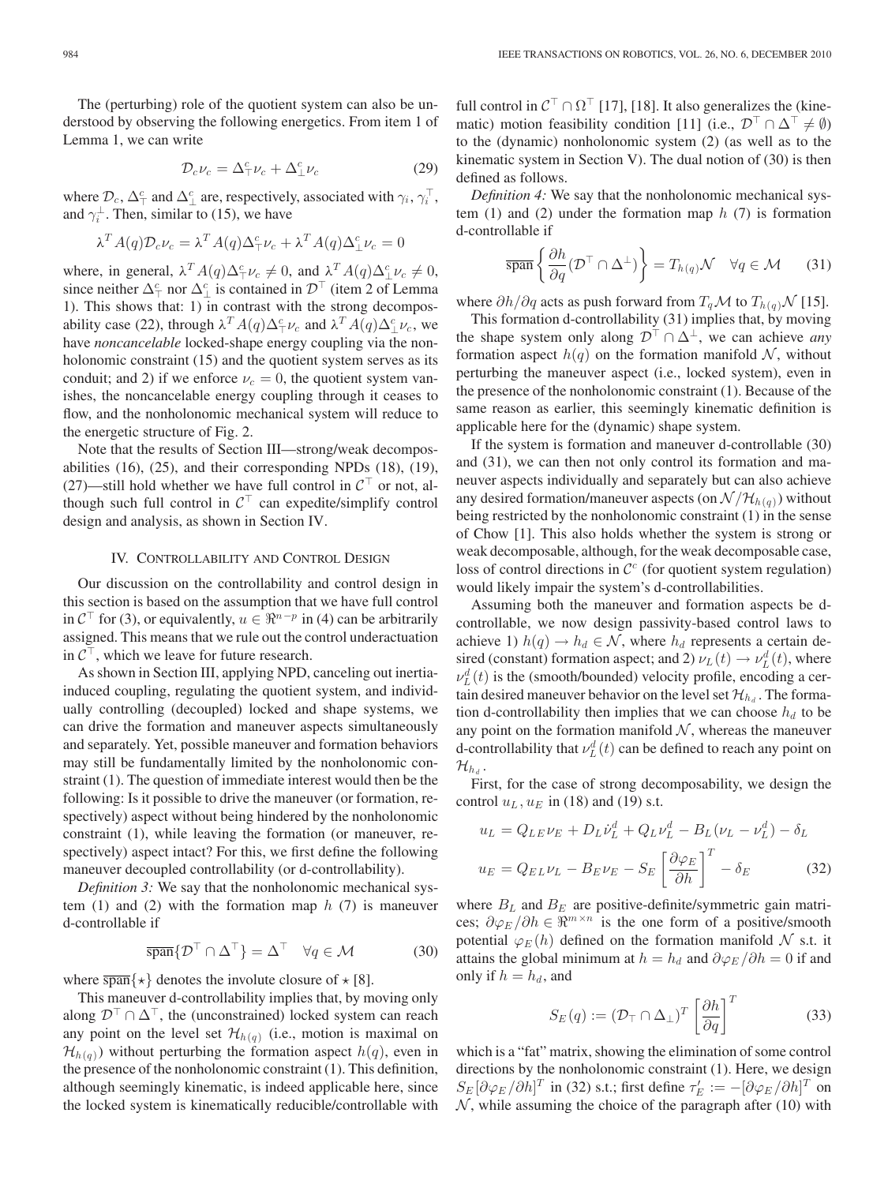The (perturbing) role of the quotient system can also be understood by observing the following energetics. From item 1 of Lemma 1, we can write

$$\mathcal{D}_c \nu_c = \Delta_\top^c \nu_c + \Delta_\perp^c \nu_c \tag{29}$$

where $\mathcal{D}_c$, $\Delta_\top^c$ and $\Delta_\perp^c$ are, respectively, associated with $\gamma_i$, $\gamma_i^\top$, and $\gamma_i^\perp$. Then, similar to (15), we have

$$\lambda^T A(q) \mathcal{D}_c \nu_c = \lambda^T A(q) \Delta_\top^c \nu_c + \lambda^T A(q) \Delta_\perp^c \nu_c = 0$$

where, in general, $\lambda^T A(q) \Delta_\top^c \nu_c \neq 0$, and $\lambda^T A(q) \Delta_\perp^c \nu_c \neq 0$, since neither $\Delta_\top^c$ nor $\Delta_\perp^c$ is contained in $\mathcal{D}^\top$ (item 2 of Lemma 1). This shows that: 1) in contrast with the strong decomposability case (22), through $\lambda^T A(q) \Delta_\top^c \nu_c$ and $\lambda^T A(q) \Delta_\perp^c \nu_c$, we have *noncancelable* locked-shape energy coupling via the nonholonomic constraint (15) and the quotient system serves as its conduit; and 2) if we enforce $\nu_c = 0$, the quotient system vanishes, the noncancelable energy coupling through it ceases to flow, and the nonholonomic mechanical system will reduce to the energetic structure of Fig. 2.

Note that the results of Section III—strong/weak decomposabilities (16), (25), and their corresponding NPDs (18), (19), (27)—still hold whether we have full control in $\mathcal{C}^\top$ or not, although such full control in $\mathcal{C}^\top$ can expedite/simplify control design and analysis, as shown in Section IV.

## IV. Controllability and Control Design

Our discussion on the controllability and control design in this section is based on the assumption that we have full control in $\mathcal{C}^\top$ for (3), or equivalently, $u \in \Re^{n-p}$ in (4) can be arbitrarily assigned. This means that we rule out the control underactuation in $\mathcal{C}^\top$, which we leave for future research.

As shown in Section III, applying NPD, canceling out inertia-induced coupling, regulating the quotient system, and individually controlling (decoupled) locked and shape systems, we can drive the formation and maneuver aspects simultaneously and separately. Yet, possible maneuver and formation behaviors may still be fundamentally limited by the nonholonomic constraint (1). The question of immediate interest would then be the following: Is it possible to drive the maneuver (or formation, respectively) aspect without being hindered by the nonholonomic constraint (1), while leaving the formation (or maneuver, respectively) aspect intact? For this, we first define the following maneuver decoupled controllability (or d-controllability).

*Definition 3:* We say that the nonholonomic mechanical system (1) and (2) with the formation map $h$ (7) is maneuver d-controllable if

$$\overline{\text{span}}\{\mathcal{D}^\top \cap \Delta^\top\} = \Delta^\top \quad \forall q \in \mathcal{M} \tag{30}$$

where $\overline{\text{span}}\{\star\}$ denotes the involute closure of $\star$ [8].

This maneuver d-controllability implies that, by moving only along $\mathcal{D}^\top \cap \Delta^\top$, the (unconstrained) locked system can reach any point on the level set $\mathcal{H}_{h(q)}$ (i.e., motion is maximal on $\mathcal{H}_{h(q)}$) without perturbing the formation aspect $h(q)$, even in the presence of the nonholonomic constraint (1). This definition, although seemingly kinematic, is indeed applicable here, since the locked system is kinematically reducible/controllable with full control in $\mathcal{C}^\top \cap \Omega^\top$ [17], [18]. It also generalizes the (kinematic) motion feasibility condition [11] (i.e., $\mathcal{D}^\top \cap \Delta^\top \neq \emptyset$) to the (dynamic) nonholonomic system (2) (as well as to the kinematic system in Section V). The dual notion of (30) is then defined as follows.

*Definition 4:* We say that the nonholonomic mechanical system (1) and (2) under the formation map $h$ (7) is formation d-controllable if

$$\overline{\text{span}}\left\{ \frac{\partial h}{\partial q}(\mathcal{D}^\top \cap \Delta^\perp) \right\} = T_{h(q)}\mathcal{N} \quad \forall q \in \mathcal{M} \tag{31}$$

where $\partial h / \partial q$ acts as push forward from $T_q \mathcal{M}$ to $T_{h(q)}\mathcal{N}$ [15].

This formation d-controllability (31) implies that, by moving the shape system only along $\mathcal{D}^\top \cap \Delta^\perp$, we can achieve *any* formation aspect $h(q)$ on the formation manifold $\mathcal{N}$, without perturbing the maneuver aspect (i.e., locked system), even in the presence of the nonholonomic constraint (1). Because of the same reason as earlier, this seemingly kinematic definition is applicable here for the (dynamic) shape system.

If the system is formation and maneuver d-controllable (30) and (31), we can then not only control its formation and maneuver aspects individually and separately but can also achieve any desired formation/maneuver aspects (on $\mathcal{N}/\mathcal{H}_{h(q)}$) without being restricted by the nonholonomic constraint (1) in the sense of Chow [1]. This also holds whether the system is strong or weak decomposable, although, for the weak decomposable case, loss of control directions in $\mathcal{C}^c$ (for quotient system regulation) would likely impair the system's d-controllabilities.

Assuming both the maneuver and formation aspects be d-controllable, we now design passivity-based control laws to achieve 1) $h(q) \to h_d \in \mathcal{N}$, where $h_d$ represents a certain desired (constant) formation aspect; and 2) $\nu_L(t) \to \nu_L^d(t)$, where $\nu_L^d(t)$ is the (smooth/bounded) velocity profile, encoding a certain desired maneuver behavior on the level set $\mathcal{H}_{h_d}$. The formation d-controllability then implies that we can choose $h_d$ to be any point on the formation manifold $\mathcal{N}$, whereas the maneuver d-controllability that $\nu_L^d(t)$ can be defined to reach any point on $\mathcal{H}_{h_d}$.

First, for the case of strong decomposability, we design the control $u_L, u_E$ in (18) and (19) s.t.

$$\begin{aligned} u_L &= Q_{LE}\nu_E + D_L \dot{\nu}_L^d + Q_L \nu_L^d - B_L(\nu_L - \nu_L^d) - \delta_L \\ u_E &= Q_{EL}\nu_L - B_E \nu_E - S_E \left[\frac{\partial \varphi_E}{\partial h}\right]^T - \delta_E \end{aligned} \tag{32}$$

where $B_L$ and $B_E$ are positive-definite/symmetric gain matrices; $\partial \varphi_E / \partial h \in \Re^{m \times n}$ is the one form of a positive/smooth potential $\varphi_E(h)$ defined on the formation manifold $\mathcal{N}$ s.t. it attains the global minimum at $h = h_d$ and $\partial \varphi_E / \partial h = 0$ if and only if $h = h_d$, and

$$S_E(q) := (\mathcal{D}_\top \cap \Delta_\perp)^T \left[\frac{\partial h}{\partial q}\right]^T \tag{33}$$

which is a "fat" matrix, showing the elimination of some control directions by the nonholonomic constraint (1). Here, we design $S_E[\partial \varphi_E / \partial h]^T$ in (32) s.t.; first define $\tau_E' := -[\partial \varphi_E / \partial h]^T$ on $\mathcal{N}$, while assuming the choice of the paragraph after (10) with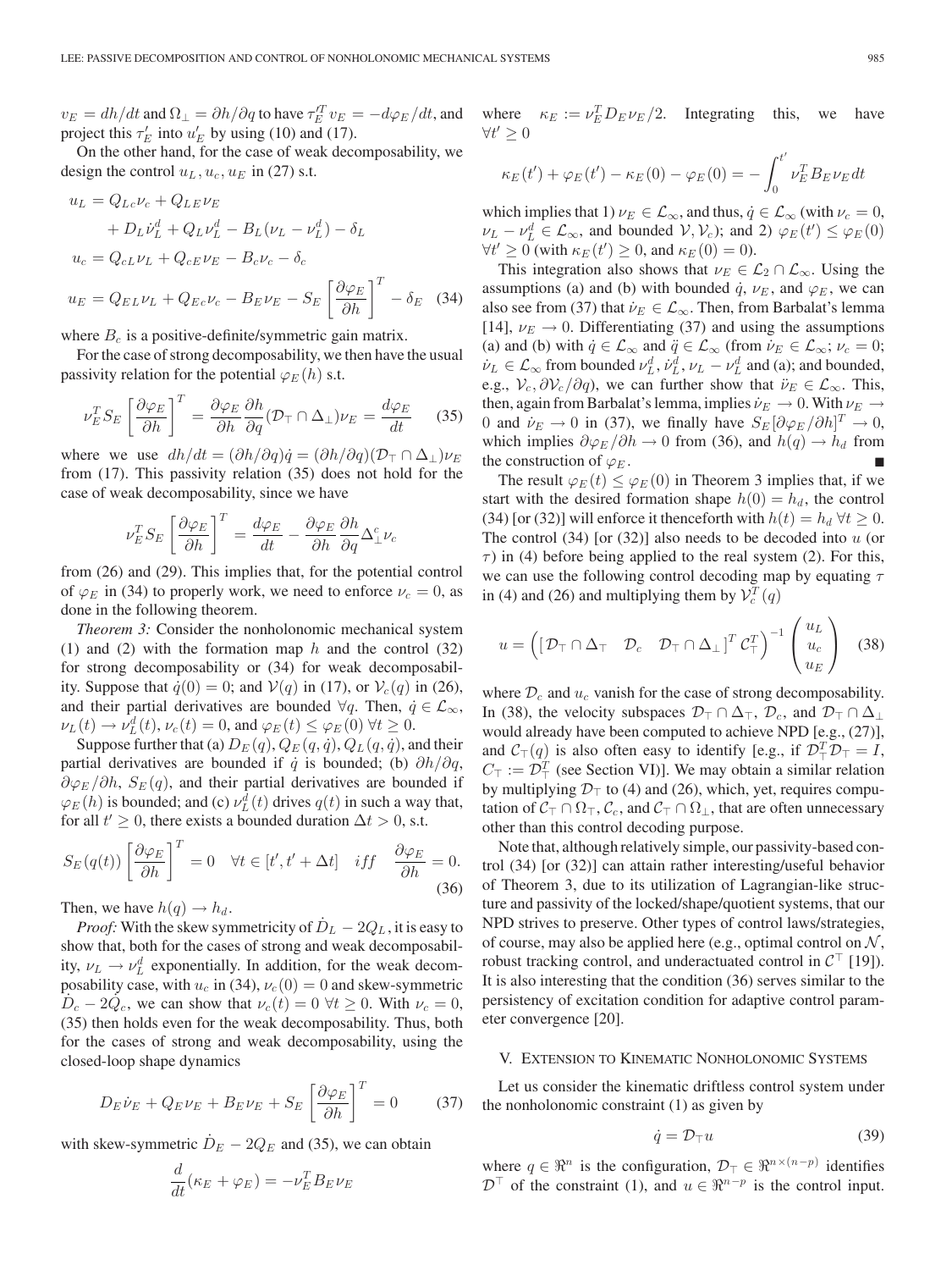$v_E = dh/dt$ and $\Omega_\perp = \partial h/\partial q$ to have $\tau_E'^T v_E = -d\varphi_E/dt$, and project this $\tau_E'$ into $u_E'$ by using (10) and (17).

On the other hand, for the case of weak decomposability, we design the control $u_L, u_c, u_E$ in (27) s.t.

$$
\begin{aligned}
u_L &= Q_{Lc}\nu_c + Q_{LE}\nu_E \\
&\quad + D_L\dot{\nu}_L^d + Q_L\nu_L^d - B_L(\nu_L - \nu_L^d) - \delta_L \\
u_c &= Q_{cL}\nu_L + Q_{cE}\nu_E - B_c\nu_c - \delta_c \\
u_E &= Q_{EL}\nu_L + Q_{Ec}\nu_c - B_E\nu_E - S_E\left[\frac{\partial \varphi_E}{\partial h}\right]^T - \delta_E \quad (34)
\end{aligned}
$$

where $B_c$ is a positive-definite/symmetric gain matrix.

For the case of strong decomposability, we then have the usual passivity relation for the potential $\varphi_E(h)$ s.t.

$$
\nu_E^T S_E \left[\frac{\partial \varphi_E}{\partial h}\right]^T = \frac{\partial \varphi_E}{\partial h}\frac{\partial h}{\partial q}(\mathcal{D}_\top \cap \Delta_\perp)\nu_E = \frac{d\varphi_E}{dt} \quad (35)
$$

where we use $dh/dt = (\partial h/\partial q)\dot{q} = (\partial h/\partial q)(\mathcal{D}_\top \cap \Delta_\perp)\nu_E$ from (17). This passivity relation (35) does not hold for the case of weak decomposability, since we have

$$
\nu_E^T S_E \left[\frac{\partial \varphi_E}{\partial h}\right]^T = \frac{d\varphi_E}{dt} - \frac{\partial \varphi_E}{\partial h}\frac{\partial h}{\partial q}\Delta_\perp^c \nu_c
$$

from (26) and (29). This implies that, for the potential control of $\varphi_E$ in (34) to properly work, we need to enforce $\nu_c = 0$, as done in the following theorem.

*Theorem 3:* Consider the nonholonomic mechanical system (1) and (2) with the formation map $h$ and the control (32) for strong decomposability or (34) for weak decomposability. Suppose that $\dot{q}(0) = 0$; and $\mathcal{V}(q)$ in (17), or $\mathcal{V}_c(q)$ in (26), and their partial derivatives are bounded $\forall q$. Then, $\dot{q} \in \mathcal{L}_\infty$, $\nu_L(t) \to \nu_L^d(t)$, $\nu_c(t) = 0$, and $\varphi_E(t) \leq \varphi_E(0)$ $\forall t \geq 0$.

Suppose further that (a) $D_E(q), Q_E(q,\dot{q}), Q_L(q,\dot{q})$, and their partial derivatives are bounded if $\dot{q}$ is bounded; (b) $\partial h/\partial q$, $\partial \varphi_E/\partial h$, $S_E(q)$, and their partial derivatives are bounded if $\varphi_E(h)$ is bounded; and (c) $\nu_L^d(t)$ drives $q(t)$ in such a way that, for all $t' \geq 0$, there exists a bounded duration $\Delta t > 0$, s.t.

$$
S_E(q(t))\left[\frac{\partial \varphi_E}{\partial h}\right]^T = 0 \quad \forall t \in [t', t' + \Delta t] \quad iff \quad \frac{\partial \varphi_E}{\partial h} = 0. \quad (36)
$$

Then, we have $h(q) \to h_d$.

*Proof:* With the skew symmetricity of $\dot{D}_L - 2Q_L$, it is easy to show that, both for the cases of strong and weak decomposability, $\nu_L \to \nu_L^d$ exponentially. In addition, for the weak decomposability case, with $u_c$ in (34), $\nu_c(0) = 0$ and skew-symmetric $\dot{D}_c - 2Q_c$, we can show that $\nu_c(t) = 0$ $\forall t \geq 0$. With $\nu_c = 0$, (35) then holds even for the weak decomposability. Thus, both for the cases of strong and weak decomposability, using the closed-loop shape dynamics

$$
D_E\dot{\nu}_E + Q_E\nu_E + B_E\nu_E + S_E\left[\frac{\partial \varphi_E}{\partial h}\right]^T = 0 \quad (37)
$$

with skew-symmetric $\dot{D}_E - 2Q_E$ and (35), we can obtain

$$
\frac{d}{dt}(\kappa_E + \varphi_E) = -\nu_E^T B_E \nu_E
$$

where $\kappa_E := \nu_E^T D_E \nu_E/2$. Integrating this, we have $\forall t' \geq 0$

$$
\kappa_E(t') + \varphi_E(t') - \kappa_E(0) - \varphi_E(0) = -\int_0^{t'} \nu_E^T B_E \nu_E dt
$$

which implies that 1) $\nu_E \in \mathcal{L}_\infty$, and thus, $\dot{q} \in \mathcal{L}_\infty$ (with $\nu_c = 0$, $\nu_L - \nu_L^d \in \mathcal{L}_\infty$, and bounded $\mathcal{V}, \mathcal{V}_c$); and 2) $\varphi_E(t') \leq \varphi_E(0)$ $\forall t' \geq 0$ (with $\kappa_E(t') \geq 0$, and $\kappa_E(0) = 0$).

This integration also shows that $\nu_E \in \mathcal{L}_2 \cap \mathcal{L}_\infty$. Using the assumptions (a) and (b) with bounded $\dot{q}$, $\nu_E$, and $\varphi_E$, we can also see from (37) that $\dot{\nu}_E \in \mathcal{L}_\infty$. Then, from Barbalat's lemma [14], $\nu_E \to 0$. Differentiating (37) and using the assumptions (a) and (b) with $\dot{q} \in \mathcal{L}_\infty$ and $\ddot{q} \in \mathcal{L}_\infty$ (from $\dot{\nu}_E \in \mathcal{L}_\infty$; $\nu_c = 0$; $\dot{\nu}_L \in \mathcal{L}_\infty$ from bounded $\nu_L^d, \dot{\nu}_L^d, \nu_L - \nu_L^d$ and (a); and bounded, e.g., $\mathcal{V}_c, \partial\mathcal{V}_c/\partial q$), we can further show that $\ddot{\nu}_E \in \mathcal{L}_\infty$. This, then, again from Barbalat's lemma, implies $\dot{\nu}_E \to 0$. With $\nu_E \to 0$ and $\dot{\nu}_E \to 0$ in (37), we finally have $S_E[\partial\varphi_E/\partial h]^T \to 0$, which implies $\partial\varphi_E/\partial h \to 0$ from (36), and $h(q) \to h_d$ from the construction of $\varphi_E$. ∎

The result $\varphi_E(t) \leq \varphi_E(0)$ in Theorem 3 implies that, if we start with the desired formation shape $h(0) = h_d$, the control (34) [or (32)] will enforce it thenceforth with $h(t) = h_d$ $\forall t \geq 0$. The control (34) [or (32)] also needs to be decoded into $u$ (or $\tau$) in (4) before being applied to the real system (2). For this, we can use the following control decoding map by equating $\tau$ in (4) and (26) and multiplying them by $\mathcal{V}_c^T(q)$

$$
u = \left(\begin{bmatrix}\mathcal{D}_\top \cap \Delta_\top & \mathcal{D}_c & \mathcal{D}_\top \cap \Delta_\perp\end{bmatrix}^T \mathcal{C}_\top^T\right)^{-1}\begin{pmatrix} u_L \\ u_c \\ u_E \end{pmatrix} \quad (38)
$$

where $\mathcal{D}_c$ and $u_c$ vanish for the case of strong decomposability. In (38), the velocity subspaces $\mathcal{D}_\top \cap \Delta_\top$, $\mathcal{D}_c$, and $\mathcal{D}_\top \cap \Delta_\perp$ would already have been computed to achieve NPD [e.g., (27)], and $\mathcal{C}_\top(q)$ is also often easy to identify [e.g., if $\mathcal{D}_\top^T\mathcal{D}_\top = I$, $C_\top := \mathcal{D}_\top^T$ (see Section VI)]. We may obtain a similar relation by multiplying $\mathcal{D}_\top$ to (4) and (26), which, yet, requires computation of $\mathcal{C}_\top \cap \Omega_\top$, $\mathcal{C}_c$, and $\mathcal{C}_\top \cap \Omega_\perp$, that are often unnecessary other than this control decoding purpose.

Note that, although relatively simple, our passivity-based control (34) [or (32)] can attain rather interesting/useful behavior of Theorem 3, due to its utilization of Lagrangian-like structure and passivity of the locked/shape/quotient systems, that our NPD strives to preserve. Other types of control laws/strategies, of course, may also be applied here (e.g., optimal control on $\mathcal{N}$, robust tracking control, and underactuated control in $\mathcal{C}^\top$ [19]). It is also interesting that the condition (36) serves similar to the persistency of excitation condition for adaptive control parameter convergence [20].

## V. Extension to Kinematic Nonholonomic Systems

Let us consider the kinematic driftless control system under the nonholonomic constraint (1) as given by

$$
\dot{q} = \mathcal{D}_\top u \quad (39)
$$

where $q \in \Re^n$ is the configuration, $\mathcal{D}_\top \in \Re^{n\times(n-p)}$ identifies $\mathcal{D}^\top$ of the constraint (1), and $u \in \Re^{n-p}$ is the control input.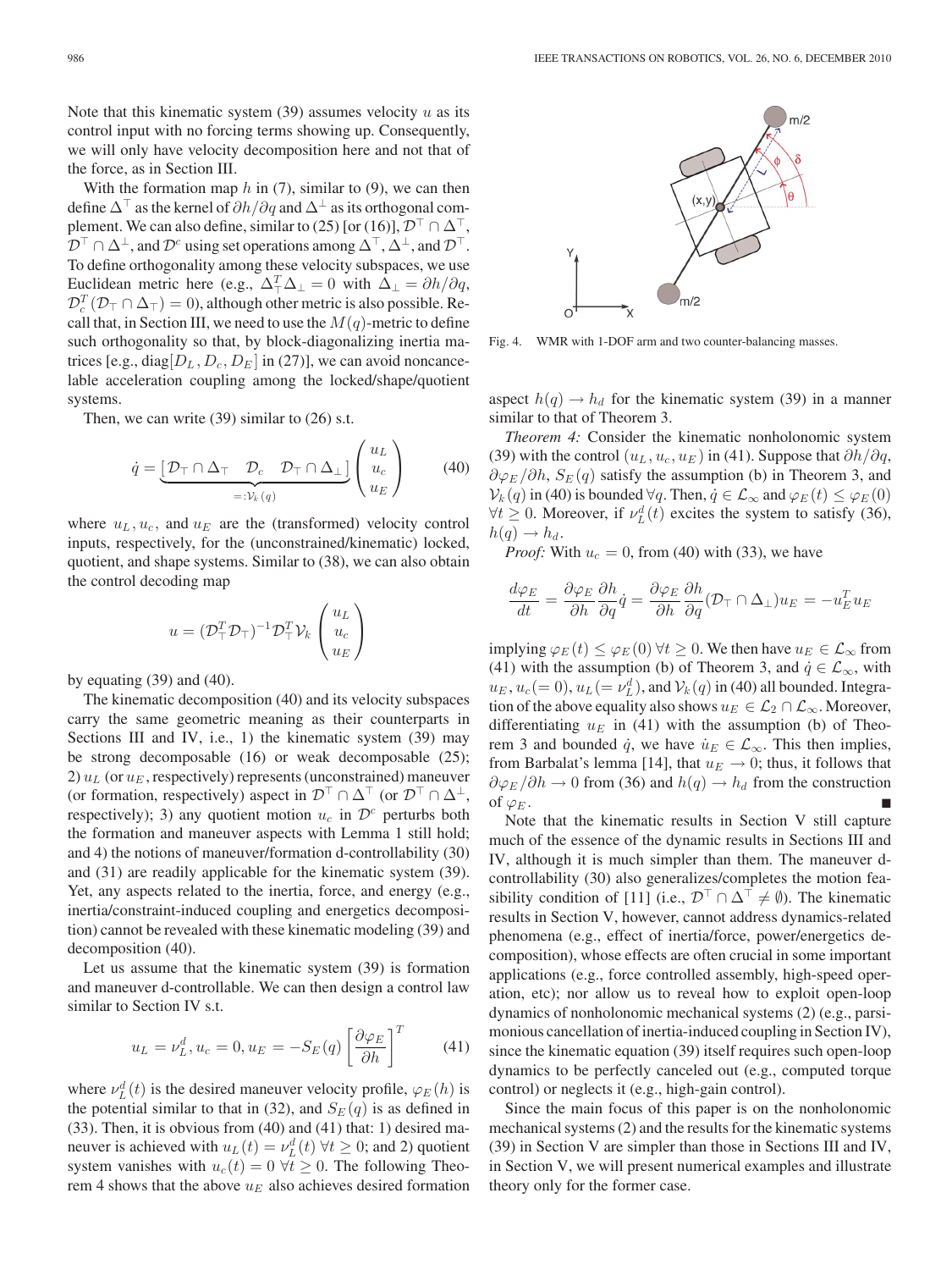Note that this kinematic system (39) assumes velocity $u$ as its control input with no forcing terms showing up. Consequently, we will only have velocity decomposition here and not that of the force, as in Section III.

With the formation map $h$ in (7), similar to (9), we can then define $\Delta^\top$ as the kernel of $\partial h/\partial q$ and $\Delta^\perp$ as its orthogonal complement. We can also define, similar to (25) [or (16)], $\mathcal{D}^\top \cap \Delta^\top$, $\mathcal{D}^\top \cap \Delta^\perp$, and $\mathcal{D}^c$ using set operations among $\Delta^\top$, $\Delta^\perp$, and $\mathcal{D}^\top$. To define orthogonality among these velocity subspaces, we use Euclidean metric here (e.g., $\Delta_\top^T \Delta_\perp = 0$ with $\Delta_\perp = \partial h/\partial q$, $\mathcal{D}_c^T(\mathcal{D}_\top \cap \Delta_\top) = 0$), although other metric is also possible. Recall that, in Section III, we need to use the $M(q)$-metric to define such orthogonality so that, by block-diagonalizing inertia matrices [e.g., $\text{diag}[D_L, D_c, D_E]$ in (27)], we can avoid noncancelable acceleration coupling among the locked/shape/quotient systems.

Then, we can write (39) similar to (26) s.t.

$$\dot{q} = \underbrace{\left[\mathcal{D}_\top \cap \Delta_\top \quad \mathcal{D}_c \quad \mathcal{D}_\top \cap \Delta_\perp\right]}_{=:\mathcal{V}_k(q)} \begin{pmatrix} u_L \\ u_c \\ u_E \end{pmatrix} \tag{40}$$

where $u_L, u_c$, and $u_E$ are the (transformed) velocity control inputs, respectively, for the (unconstrained/kinematic) locked, quotient, and shape systems. Similar to (38), we can also obtain the control decoding map

$$u = (\mathcal{D}_\top^T \mathcal{D}_\top)^{-1} \mathcal{D}_\top^T \mathcal{V}_k \begin{pmatrix} u_L \\ u_c \\ u_E \end{pmatrix}$$

by equating (39) and (40).

The kinematic decomposition (40) and its velocity subspaces carry the same geometric meaning as their counterparts in Sections III and IV, i.e., 1) the kinematic system (39) may be strong decomposable (16) or weak decomposable (25); 2) $u_L$ (or $u_E$, respectively) represents (unconstrained) maneuver (or formation, respectively) aspect in $\mathcal{D}^\top \cap \Delta^\top$ (or $\mathcal{D}^\top \cap \Delta^\perp$, respectively); 3) any quotient motion $u_c$ in $\mathcal{D}^c$ perturbs both the formation and maneuver aspects with Lemma 1 still hold; and 4) the notions of maneuver/formation d-controllability (30) and (31) are readily applicable for the kinematic system (39). Yet, any aspects related to the inertia, force, and energy (e.g., inertia/constraint-induced coupling and energetics decomposition) cannot be revealed with these kinematic modeling (39) and decomposition (40).

Let us assume that the kinematic system (39) is formation and maneuver d-controllable. We can then design a control law similar to Section IV s.t.

$$u_L = \nu_L^d, u_c = 0, u_E = -S_E(q)\left[\frac{\partial \varphi_E}{\partial h}\right]^T \tag{41}$$

where $\nu_L^d(t)$ is the desired maneuver velocity profile, $\varphi_E(h)$ is the potential similar to that in (32), and $S_E(q)$ is as defined in (33). Then, it is obvious from (40) and (41) that: 1) desired maneuver is achieved with $u_L(t) = \nu_L^d(t)\ \forall t \geq 0$; and 2) quotient system vanishes with $u_c(t) = 0\ \forall t \geq 0$. The following Theorem 4 shows that the above $u_E$ also achieves desired formation aspect $h(q) \to h_d$ for the kinematic system (39) in a manner similar to that of Theorem 3.

Fig. 4. WMR with 1-DOF arm and two counter-balancing masses.

*Theorem 4:* Consider the kinematic nonholonomic system (39) with the control $(u_L, u_c, u_E)$ in (41). Suppose that $\partial h/\partial q$, $\partial \varphi_E/\partial h$, $S_E(q)$ satisfy the assumption (b) in Theorem 3, and $\mathcal{V}_k(q)$ in (40) is bounded $\forall q$. Then, $\dot{q} \in \mathcal{L}_\infty$ and $\varphi_E(t) \leq \varphi_E(0)$ $\forall t \geq 0$. Moreover, if $\nu_L^d(t)$ excites the system to satisfy (36), $h(q) \to h_d$.

*Proof:* With $u_c = 0$, from (40) with (33), we have

$$\frac{d\varphi_E}{dt} = \frac{\partial \varphi_E}{\partial h}\frac{\partial h}{\partial q}\dot{q} = \frac{\partial \varphi_E}{\partial h}\frac{\partial h}{\partial q}(\mathcal{D}_\top \cap \Delta_\perp)u_E = -u_E^T u_E$$

implying $\varphi_E(t) \leq \varphi_E(0)\ \forall t \geq 0$. We then have $u_E \in \mathcal{L}_\infty$ from (41) with the assumption (b) of Theorem 3, and $\dot{q} \in \mathcal{L}_\infty$, with $u_E, u_c(=0), u_L(=\nu_L^d)$, and $\mathcal{V}_k(q)$ in (40) all bounded. Integration of the above equality also shows $u_E \in \mathcal{L}_2 \cap \mathcal{L}_\infty$. Moreover, differentiating $u_E$ in (41) with the assumption (b) of Theorem 3 and bounded $\dot{q}$, we have $\dot{u}_E \in \mathcal{L}_\infty$. This then implies, from Barbalat's lemma [14], that $u_E \to 0$; thus, it follows that $\partial \varphi_E/\partial h \to 0$ from (36) and $h(q) \to h_d$ from the construction of $\varphi_E$. ■

Note that the kinematic results in Section V still capture much of the essence of the dynamic results in Sections III and IV, although it is much simpler than them. The maneuver d-controllability (30) also generalizes/completes the motion feasibility condition of [11] (i.e., $\mathcal{D}^\top \cap \Delta^\top \neq \emptyset$). The kinematic results in Section V, however, cannot address dynamics-related phenomena (e.g., effect of inertia/force, power/energetics decomposition), whose effects are often crucial in some important applications (e.g., force controlled assembly, high-speed operation, etc); nor allow us to reveal how to exploit open-loop dynamics of nonholonomic mechanical systems (2) (e.g., parsimonious cancellation of inertia-induced coupling in Section IV), since the kinematic equation (39) itself requires such open-loop dynamics to be perfectly canceled out (e.g., computed torque control) or neglects it (e.g., high-gain control).

Since the main focus of this paper is on the nonholonomic mechanical systems (2) and the results for the kinematic systems (39) in Section V are simpler than those in Sections III and IV, in Section V, we will present numerical examples and illustrate theory only for the former case.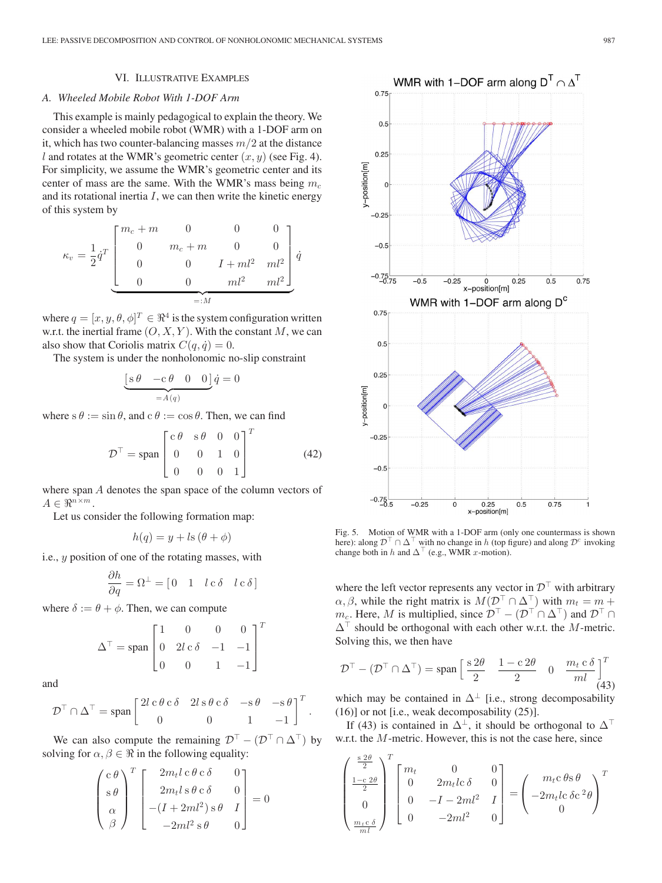## VI. Illustrative Examples

### A. Wheeled Mobile Robot With 1-DOF Arm

This example is mainly pedagogical to explain the theory. We consider a wheeled mobile robot (WMR) with a 1-DOF arm on it, which has two counter-balancing masses $m/2$ at the distance $l$ and rotates at the WMR's geometric center $(x, y)$ (see Fig. 4). For simplicity, we assume the WMR's geometric center and its center of mass are the same. With the WMR's mass being $m_c$ and its rotational inertia $I$, we can then write the kinetic energy of this system by

$$\kappa_v = \frac{1}{2}\dot{q}^T \underbrace{\begin{bmatrix} m_c + m & 0 & 0 & 0 \\ 0 & m_c + m & 0 & 0 \\ 0 & 0 & I + ml^2 & ml^2 \\ 0 & 0 & ml^2 & ml^2 \end{bmatrix}}_{=:M} \dot{q}$$

where $q = [x, y, \theta, \phi]^T \in \Re^4$ is the system configuration written w.r.t. the inertial frame $(O, X, Y)$. With the constant $M$, we can also show that Coriolis matrix $C(q, \dot{q}) = 0$.

The system is under the nonholonomic no-slip constraint

$$\underbrace{\begin{bmatrix} \mathrm{s}\,\theta & -\mathrm{c}\,\theta & 0 & 0 \end{bmatrix}}_{=A(q)} \dot{q} = 0$$

where $\mathrm{s}\,\theta := \sin\theta$, and $\mathrm{c}\,\theta := \cos\theta$. Then, we can find

$$\mathcal{D}^\top = \mathrm{span} \begin{bmatrix} \mathrm{c}\,\theta & \mathrm{s}\,\theta & 0 & 0 \\ 0 & 0 & 1 & 0 \\ 0 & 0 & 0 & 1 \end{bmatrix}^T \tag{42}$$

where span $A$ denotes the span space of the column vectors of $A \in \Re^{n \times m}$.

Let us consider the following formation map:

$$h(q) = y + l\,\mathrm{s}\,(\theta + \phi)$$

i.e., $y$ position of one of the rotating masses, with

$$\frac{\partial h}{\partial q} = \Omega^\perp = [0 \quad 1 \quad l\,\mathrm{c}\,\delta \quad l\,\mathrm{c}\,\delta]$$

where $\delta := \theta + \phi$. Then, we can compute

$$\Delta^\top = \mathrm{span} \begin{bmatrix} 1 & 0 & 0 & 0 \\ 0 & 2l\,\mathrm{c}\,\delta & -1 & -1 \\ 0 & 0 & 1 & -1 \end{bmatrix}^T$$

and

$$\mathcal{D}^\top \cap \Delta^\top = \mathrm{span} \begin{bmatrix} 2l\,\mathrm{c}\,\theta\,\mathrm{c}\,\delta & 2l\,\mathrm{s}\,\theta\,\mathrm{c}\,\delta & -\mathrm{s}\,\theta & -\mathrm{s}\,\theta \\ 0 & 0 & 1 & -1 \end{bmatrix}^T.$$

We can also compute the remaining $\mathcal{D}^\top - (\mathcal{D}^\top \cap \Delta^\top)$ by solving for $\alpha, \beta \in \Re$ in the following equality:

$$\begin{pmatrix} \mathrm{c}\,\theta \\ \mathrm{s}\,\theta \\ \alpha \\ \beta \end{pmatrix}^T \begin{bmatrix} 2m_t l\,\mathrm{c}\,\theta\,\mathrm{c}\,\delta & 0 \\ 2m_t l\,\mathrm{s}\,\theta\,\mathrm{c}\,\delta & 0 \\ -(I + 2ml^2)\,\mathrm{s}\,\theta & I \\ -2ml^2\,\mathrm{s}\,\theta & 0 \end{bmatrix} = 0$$

where the left vector represents any vector in $\mathcal{D}^\top$ with arbitrary $\alpha, \beta$, while the right matrix is $M(\mathcal{D}^\top \cap \Delta^\top)$ with $m_t = m + m_c$. Here, $M$ is multiplied, since $\mathcal{D}^\top - (\mathcal{D}^\top \cap \Delta^\top)$ and $\mathcal{D}^\top \cap \Delta^\top$ should be orthogonal with each other w.r.t. the $M$-metric. Solving this, we then have

$$\mathcal{D}^\top - (\mathcal{D}^\top \cap \Delta^\top) = \mathrm{span} \begin{bmatrix} \frac{\mathrm{s}\,2\theta}{2} & \frac{1 - \mathrm{c}\,2\theta}{2} & 0 & \frac{m_t\,\mathrm{c}\,\delta}{ml} \end{bmatrix}^T \tag{43}$$

which may be contained in $\Delta^\perp$ [i.e., strong decomposability (16)] or not [i.e., weak decomposability (25)].

If (43) is contained in $\Delta^\perp$, it should be orthogonal to $\Delta^\top$ w.r.t. the $M$-metric. However, this is not the case here, since

$$\begin{pmatrix} \frac{\mathrm{s}\,2\theta}{2} \\ \frac{1 - \mathrm{c}\,2\theta}{2} \\ 0 \\ \frac{m_t\,\mathrm{c}\,\delta}{ml} \end{pmatrix}^T \begin{bmatrix} m_t & 0 & 0 \\ 0 & 2m_t l\,\mathrm{c}\,\delta & 0 \\ 0 & -I - 2ml^2 & I \\ 0 & -2ml^2 & 0 \end{bmatrix} = \begin{pmatrix} m_t\,\mathrm{c}\,\theta\,\mathrm{s}\,\theta \\ -2m_t l\,\mathrm{c}\,\delta\,\mathrm{c}^2\theta \\ 0 \end{pmatrix}^T$$

Fig. 5. Motion of WMR with a 1-DOF arm (only one countermass is shown here): along $\mathcal{D}^\top \cap \Delta^\top$ with no change in $h$ (top figure) and along $\mathcal{D}^c$ invoking change both in $h$ and $\Delta^\top$ (e.g., WMR $x$-motion).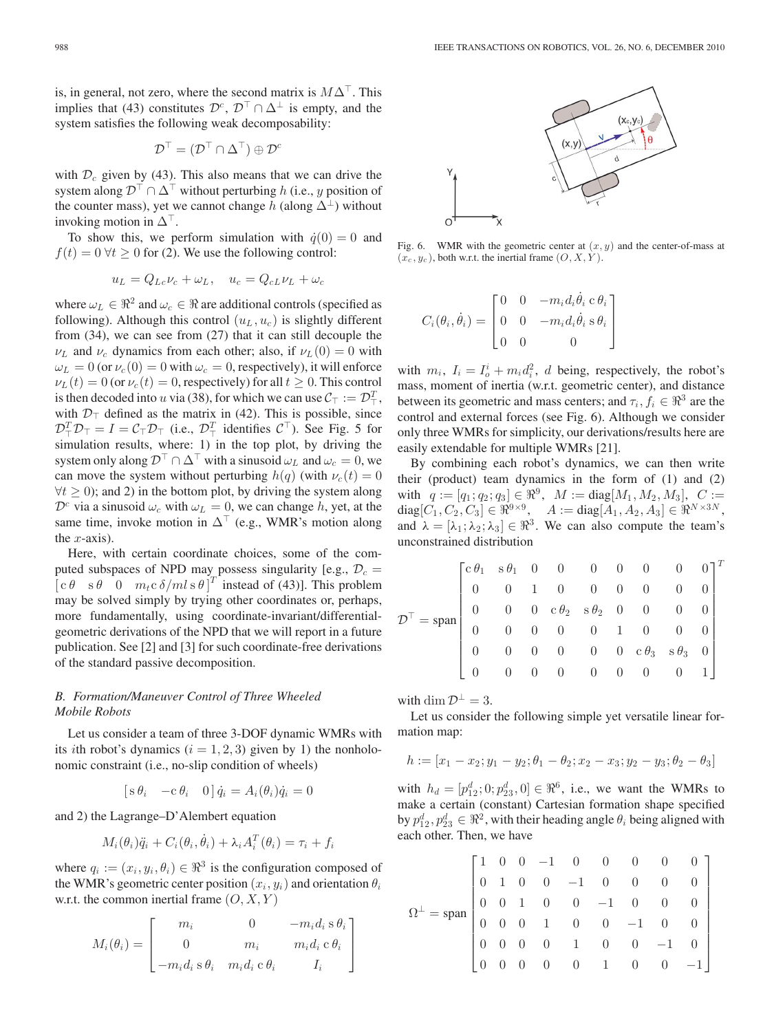is, in general, not zero, where the second matrix is $M\Delta^\top$. This implies that (43) constitutes $\mathcal{D}^c$, $\mathcal{D}^\top \cap \Delta^\perp$ is empty, and the system satisfies the following weak decomposability:

$$\mathcal{D}^\top = (\mathcal{D}^\top \cap \Delta^\top) \oplus \mathcal{D}^c$$

with $\mathcal{D}_c$ given by (43). This also means that we can drive the system along $\mathcal{D}^\top \cap \Delta^\top$ without perturbing $h$ (i.e., $y$ position of the counter mass), yet we cannot change $h$ (along $\Delta^\perp$) without invoking motion in $\Delta^\top$.

To show this, we perform simulation with $\dot{q}(0) = 0$ and $f(t) = 0 \; \forall t \geq 0$ for (2). We use the following control:

$$u_L = Q_{Lc}\nu_c + \omega_L, \quad u_c = Q_{cL}\nu_L + \omega_c$$

where $\omega_L \in \Re^2$ and $\omega_c \in \Re$ are additional controls (specified as following). Although this control $(u_L, u_c)$ is slightly different from (34), we can see from (27) that it can still decouple the $\nu_L$ and $\nu_c$ dynamics from each other; also, if $\nu_L(0) = 0$ with $\omega_L = 0$ (or $\nu_c(0) = 0$ with $\omega_c = 0$, respectively), it will enforce $\nu_L(t) = 0$ (or $\nu_c(t) = 0$, respectively) for all $t \geq 0$. This control is then decoded into $u$ via (38), for which we can use $\mathcal{C}_\top := \mathcal{D}_\top^T$, with $\mathcal{D}_\top$ defined as the matrix in (42). This is possible, since $\mathcal{D}_\top^T \mathcal{D}_\top = I = \mathcal{C}_\top \mathcal{D}_\top$ (i.e., $\mathcal{D}_\top^T$ identifies $\mathcal{C}^\top$). See Fig. 5 for simulation results, where: 1) in the top plot, by driving the system only along $\mathcal{D}^\top \cap \Delta^\top$ with a sinusoid $\omega_L$ and $\omega_c = 0$, we can move the system without perturbing $h(q)$ (with $\nu_c(t) = 0$ $\forall t \geq 0$); and 2) in the bottom plot, by driving the system along $\mathcal{D}^c$ via a sinusoid $\omega_c$ with $\omega_L = 0$, we can change $h$, yet, at the same time, invoke motion in $\Delta^\top$ (e.g., WMR's motion along the $x$-axis).

Here, with certain coordinate choices, some of the computed subspaces of NPD may possess singularity [e.g., $\mathcal{D}_c = [\,\mathrm{c}\,\theta \quad \mathrm{s}\,\theta \quad 0 \quad m_t \mathrm{c}\,\delta / ml\,\mathrm{s}\,\theta]^T$ instead of (43)]. This problem may be solved simply by trying other coordinates or, perhaps, more fundamentally, using coordinate-invariant/differential-geometric derivations of the NPD that we will report in a future publication. See [2] and [3] for such coordinate-free derivations of the standard passive decomposition.

### B. Formation/Maneuver Control of Three Wheeled Mobile Robots

Let us consider a team of three 3-DOF dynamic WMRs with its $i$th robot's dynamics ($i = 1, 2, 3$) given by 1) the nonholonomic constraint (i.e., no-slip condition of wheels)

$$[\,\mathrm{s}\,\theta_i \quad -\mathrm{c}\,\theta_i \quad 0\,]\,\dot{q}_i = A_i(\theta_i)\dot{q}_i = 0$$

and 2) the Lagrange–D'Alembert equation

$$M_i(\theta_i)\ddot{q}_i + C_i(\theta_i, \dot{\theta}_i) + \lambda_i A_i^T(\theta_i) = \tau_i + f_i$$

where $q_i := (x_i, y_i, \theta_i) \in \Re^3$ is the configuration composed of the WMR's geometric center position $(x_i, y_i)$ and orientation $\theta_i$ w.r.t. the common inertial frame $(O, X, Y)$

$$M_i(\theta_i) = \begin{bmatrix} m_i & 0 & -m_i d_i\,\mathrm{s}\,\theta_i \\ 0 & m_i & m_i d_i\,\mathrm{c}\,\theta_i \\ -m_i d_i\,\mathrm{s}\,\theta_i & m_i d_i\,\mathrm{c}\,\theta_i & I_i \end{bmatrix}$$

Fig. 6. WMR with the geometric center at $(x, y)$ and the center-of-mass at $(x_c, y_c)$, both w.r.t. the inertial frame $(O, X, Y)$.

$$C_i(\theta_i, \dot{\theta}_i) = \begin{bmatrix} 0 & 0 & -m_i d_i \dot{\theta}_i\,\mathrm{c}\,\theta_i \\ 0 & 0 & -m_i d_i \dot{\theta}_i\,\mathrm{s}\,\theta_i \\ 0 & 0 & 0 \end{bmatrix}$$

with $m_i$, $I_i = I_o^i + m_i d_i^2$, $d$ being, respectively, the robot's mass, moment of inertia (w.r.t. geometric center), and distance between its geometric and mass centers; and $\tau_i, f_i \in \Re^3$ are the control and external forces (see Fig. 6). Although we consider only three WMRs for simplicity, our derivations/results here are easily extendable for multiple WMRs [21].

By combining each robot's dynamics, we can then write their (product) team dynamics in the form of (1) and (2) with $q := [q_1; q_2; q_3] \in \Re^9$, $M := \mathrm{diag}[M_1, M_2, M_3]$, $C := \mathrm{diag}[C_1, C_2, C_3] \in \Re^{9\times 9}$, $A := \mathrm{diag}[A_1, A_2, A_3] \in \Re^{N\times 3N}$, and $\lambda = [\lambda_1; \lambda_2; \lambda_3] \in \Re^3$. We can also compute the team's unconstrained distribution

$$\mathcal{D}^\top = \mathrm{span}\begin{bmatrix} \mathrm{c}\,\theta_1 & \mathrm{s}\,\theta_1 & 0 & 0 & 0 & 0 & 0 & 0 & 0 \\ 0 & 0 & 1 & 0 & 0 & 0 & 0 & 0 & 0 \\ 0 & 0 & 0 & \mathrm{c}\,\theta_2 & \mathrm{s}\,\theta_2 & 0 & 0 & 0 & 0 \\ 0 & 0 & 0 & 0 & 0 & 1 & 0 & 0 & 0 \\ 0 & 0 & 0 & 0 & 0 & 0 & \mathrm{c}\,\theta_3 & \mathrm{s}\,\theta_3 & 0 \\ 0 & 0 & 0 & 0 & 0 & 0 & 0 & 0 & 1 \end{bmatrix}^T$$

with $\dim \mathcal{D}^\perp = 3$.

Let us consider the following simple yet versatile linear formation map:

$$h := [x_1 - x_2; y_1 - y_2; \theta_1 - \theta_2; x_2 - x_3; y_2 - y_3; \theta_2 - \theta_3]$$

with $h_d = [p_{12}^d; 0; p_{23}^d, 0] \in \Re^6$, i.e., we want the WMRs to make a certain (constant) Cartesian formation shape specified by $p_{12}^d, p_{23}^d \in \Re^2$, with their heading angle $\theta_i$ being aligned with each other. Then, we have

$$\Omega^\perp = \mathrm{span}\begin{bmatrix} 1 & 0 & 0 & -1 & 0 & 0 & 0 & 0 & 0 \\ 0 & 1 & 0 & 0 & -1 & 0 & 0 & 0 & 0 \\ 0 & 0 & 1 & 0 & 0 & -1 & 0 & 0 & 0 \\ 0 & 0 & 0 & 1 & 0 & 0 & -1 & 0 & 0 \\ 0 & 0 & 0 & 0 & 1 & 0 & 0 & -1 & 0 \\ 0 & 0 & 0 & 0 & 0 & 1 & 0 & 0 & -1 \end{bmatrix}$$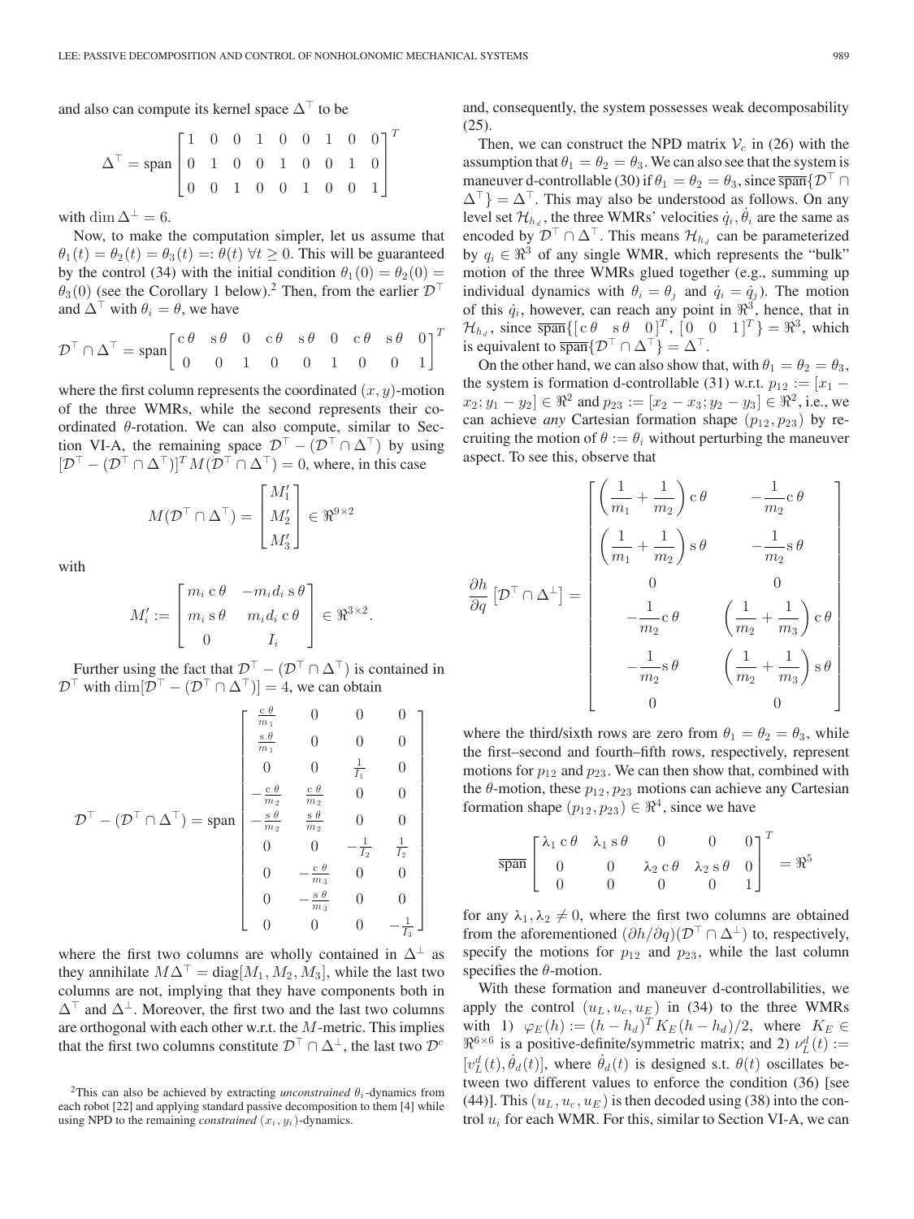and also can compute its kernel space $\Delta^\top$ to be

$$\Delta^\top = \text{span}\begin{bmatrix} 1 & 0 & 0 & 1 & 0 & 0 & 1 & 0 & 0 \\ 0 & 1 & 0 & 0 & 1 & 0 & 0 & 1 & 0 \\ 0 & 0 & 1 & 0 & 0 & 1 & 0 & 0 & 1 \end{bmatrix}^T$$

with $\dim \Delta^\perp = 6$.

Now, to make the computation simpler, let us assume that $\theta_1(t) = \theta_2(t) = \theta_3(t) =: \theta(t)\ \forall t \geq 0$. This will be guaranteed by the control (34) with the initial condition $\theta_1(0) = \theta_2(0) = \theta_3(0)$ (see the Corollary 1 below).[2] Then, from the earlier $\mathcal{D}^\top$ and $\Delta^\top$ with $\theta_i = \theta$, we have

$$\mathcal{D}^\top \cap \Delta^\top = \text{span}\begin{bmatrix} \text{c}\,\theta & \text{s}\,\theta & 0 & \text{c}\,\theta & \text{s}\,\theta & 0 & \text{c}\,\theta & \text{s}\,\theta & 0 \\ 0 & 0 & 1 & 0 & 0 & 1 & 0 & 0 & 1 \end{bmatrix}^T$$

where the first column represents the coordinated $(x, y)$-motion of the three WMRs, while the second represents their coordinated $\theta$-rotation. We can also compute, similar to Section VI-A, the remaining space $\mathcal{D}^\top - (\mathcal{D}^\top \cap \Delta^\top)$ by using $[\mathcal{D}^\top - (\mathcal{D}^\top \cap \Delta^\top)]^T M(\mathcal{D}^\top \cap \Delta^\top) = 0$, where, in this case

$$M(\mathcal{D}^\top \cap \Delta^\top) = \begin{bmatrix} M_1' \\ M_2' \\ M_3' \end{bmatrix} \in \Re^{9\times 2}$$

with

$$M_i' := \begin{bmatrix} m_i\,\text{c}\,\theta & -m_i d_i\,\text{s}\,\theta \\ m_i\,\text{s}\,\theta & m_i d_i\,\text{c}\,\theta \\ 0 & I_i \end{bmatrix} \in \Re^{3\times 2}.$$

Further using the fact that $\mathcal{D}^\top - (\mathcal{D}^\top \cap \Delta^\top)$ is contained in $\mathcal{D}^\top$ with $\dim[\mathcal{D}^\top - (\mathcal{D}^\top \cap \Delta^\top)] = 4$, we can obtain

$$\mathcal{D}^\top - (\mathcal{D}^\top \cap \Delta^\top) = \text{span}\begin{bmatrix} \frac{\text{c}\,\theta}{m_1} & 0 & 0 & 0 \\ \frac{\text{s}\,\theta}{m_1} & 0 & 0 & 0 \\ 0 & 0 & \frac{1}{I_1} & 0 \\ -\frac{\text{c}\,\theta}{m_2} & \frac{\text{c}\,\theta}{m_2} & 0 & 0 \\ -\frac{\text{s}\,\theta}{m_2} & \frac{\text{s}\,\theta}{m_2} & 0 & 0 \\ 0 & 0 & -\frac{1}{I_2} & \frac{1}{I_2} \\ 0 & -\frac{\text{c}\,\theta}{m_3} & 0 & 0 \\ 0 & -\frac{\text{s}\,\theta}{m_3} & 0 & 0 \\ 0 & 0 & 0 & -\frac{1}{I_3} \end{bmatrix}$$

where the first two columns are wholly contained in $\Delta^\perp$ as they annihilate $M\Delta^\top = \text{diag}[M_1, M_2, M_3]$, while the last two columns are not, implying that they have components both in $\Delta^\top$ and $\Delta^\perp$. Moreover, the first two and the last two columns are orthogonal with each other w.r.t. the $M$-metric. This implies that the first two columns constitute $\mathcal{D}^\top \cap \Delta^\perp$, the last two $\mathcal{D}^c$ and, consequently, the system possesses weak decomposability (25).

Then, we can construct the NPD matrix $\mathcal{V}_c$ in (26) with the assumption that $\theta_1 = \theta_2 = \theta_3$. We can also see that the system is maneuver d-controllable (30) if $\theta_1 = \theta_2 = \theta_3$, since $\overline{\text{span}}\{\mathcal{D}^\top \cap \Delta^\top\} = \Delta^\top$. This may also be understood as follows. On any level set $\mathcal{H}_{h_d}$, the three WMRs' velocities $\dot{q}_i, \dot{\theta}_i$ are the same as encoded by $\mathcal{D}^\top \cap \Delta^\top$. This means $\mathcal{H}_{h_d}$ can be parameterized by $q_i \in \Re^3$ of any single WMR, which represents the "bulk" motion of the three WMRs glued together (e.g., summing up individual dynamics with $\theta_i = \theta_j$ and $\dot{q}_i = \dot{q}_j$). The motion of this $\dot{q}_i$, however, can reach any point in $\Re^3$, hence, that in $\mathcal{H}_{h_d}$, since $\overline{\text{span}}\{[\text{c}\,\theta \quad \text{s}\,\theta \quad 0]^T, [0 \quad 0 \quad 1]^T\} = \Re^3$, which is equivalent to $\overline{\text{span}}\{\mathcal{D}^\top \cap \Delta^\top\} = \Delta^\top$.

On the other hand, we can also show that, with $\theta_1 = \theta_2 = \theta_3$, the system is formation d-controllable (31) w.r.t. $p_{12} := [x_1 - x_2; y_1 - y_2] \in \Re^2$ and $p_{23} := [x_2 - x_3; y_2 - y_3] \in \Re^2$, i.e., we can achieve *any* Cartesian formation shape $(p_{12}, p_{23})$ by recruiting the motion of $\theta := \theta_i$ without perturbing the maneuver aspect. To see this, observe that

$$\frac{\partial h}{\partial q}\left[\mathcal{D}^\top \cap \Delta^\perp\right] = \begin{bmatrix} \left(\frac{1}{m_1} + \frac{1}{m_2}\right)\text{c}\,\theta & -\frac{1}{m_2}\text{c}\,\theta \\ \left(\frac{1}{m_1} + \frac{1}{m_2}\right)\text{s}\,\theta & -\frac{1}{m_2}\text{s}\,\theta \\ 0 & 0 \\ -\frac{1}{m_2}\text{c}\,\theta & \left(\frac{1}{m_2} + \frac{1}{m_3}\right)\text{c}\,\theta \\ -\frac{1}{m_2}\text{s}\,\theta & \left(\frac{1}{m_2} + \frac{1}{m_3}\right)\text{s}\,\theta \\ 0 & 0 \end{bmatrix}$$

where the third/sixth rows are zero from $\theta_1 = \theta_2 = \theta_3$, while the first–second and fourth–fifth rows, respectively, represent motions for $p_{12}$ and $p_{23}$. We can then show that, combined with the $\theta$-motion, these $p_{12}, p_{23}$ motions can achieve any Cartesian formation shape $(p_{12}, p_{23}) \in \Re^4$, since we have

$$\overline{\text{span}}\begin{bmatrix} \lambda_1\,\text{c}\,\theta & \lambda_1\,\text{s}\,\theta & 0 & 0 & 0 \\ 0 & 0 & \lambda_2\,\text{c}\,\theta & \lambda_2\,\text{s}\,\theta & 0 \\ 0 & 0 & 0 & 0 & 1 \end{bmatrix}^T = \Re^5$$

for any $\lambda_1, \lambda_2 \neq 0$, where the first two columns are obtained from the aforementioned $(\partial h/\partial q)(\mathcal{D}^\top \cap \Delta^\perp)$ to, respectively, specify the motions for $p_{12}$ and $p_{23}$, while the last column specifies the $\theta$-motion.

With these formation and maneuver d-controllabilities, we apply the control $(u_L, u_c, u_E)$ in (34) to the three WMRs with 1) $\varphi_E(h) := (h - h_d)^T K_E (h - h_d)/2$, where $K_E \in \Re^{6\times 6}$ is a positive-definite/symmetric matrix; and 2) $\nu_L^d(t) := [v_L^d(t), \dot{\theta}_d(t)]$, where $\dot{\theta}_d(t)$ is designed s.t. $\theta(t)$ oscillates between two different values to enforce the condition (36) [see (44)]. This $(u_L, u_c, u_E)$ is then decoded using (38) into the control $u_i$ for each WMR. For this, similar to Section VI-A, we can

[2] This can also be achieved by extracting *unconstrained* $\theta_i$-dynamics from each robot [22] and applying standard passive decomposition to them [4] while using NPD to the remaining *constrained* $(x_i, y_i)$-dynamics.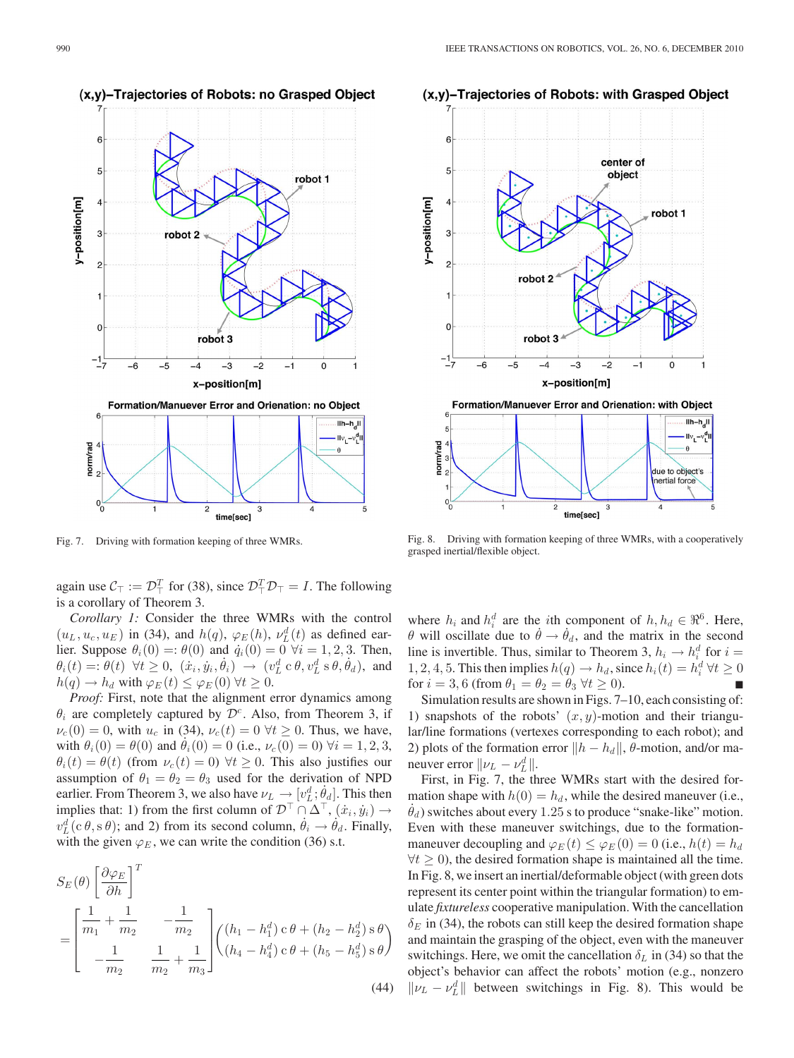Fig. 7. Driving with formation keeping of three WMRs.

Fig. 8. Driving with formation keeping of three WMRs, with a cooperatively grasped inertial/flexible object.

again use $\mathcal{C}_\top := \mathcal{D}_\top^T$ for (38), since $\mathcal{D}_\top^T \mathcal{D}_\top = I$. The following is a corollary of Theorem 3.

*Corollary 1:* Consider the three WMRs with the control $(u_L, u_c, u_E)$ in (34), and $h(q)$, $\varphi_E(h)$, $\nu_L^d(t)$ as defined earlier. Suppose $\theta_i(0) =: \theta(0)$ and $\dot{q}_i(0) = 0$ $\forall i = 1, 2, 3$. Then, $\theta_i(t) =: \theta(t)$ $\forall t \geq 0$, $(\dot{x}_i, \dot{y}_i, \dot{\theta}_i) \rightarrow (v_L^d\, c\,\theta, v_L^d\, s\,\theta, \dot{\theta}_d)$, and $h(q) \rightarrow h_d$ with $\varphi_E(t) \leq \varphi_E(0)$ $\forall t \geq 0$.

*Proof:* First, note that the alignment error dynamics among $\theta_i$ are completely captured by $\mathcal{D}^c$. Also, from Theorem 3, if $\nu_c(0) = 0$, with $u_c$ in (34), $\nu_c(t) = 0$ $\forall t \geq 0$. Thus, we have, with $\theta_i(0) = \theta(0)$ and $\dot{\theta}_i(0) = 0$ (i.e., $\nu_c(0) = 0$) $\forall i = 1, 2, 3$, $\theta_i(t) = \theta(t)$ (from $\nu_c(t) = 0$) $\forall t \geq 0$. This also justifies our assumption of $\theta_1 = \theta_2 = \theta_3$ used for the derivation of NPD earlier. From Theorem 3, we also have $\nu_L \rightarrow [v_L^d; \dot{\theta}_d]$. This then implies that: 1) from the first column of $\mathcal{D}^\top \cap \Delta^\top$, $(\dot{x}_i, \dot{y}_i) \rightarrow v_L^d (c\,\theta, s\,\theta)$; and 2) from its second column, $\dot{\theta}_i \rightarrow \dot{\theta}_d$. Finally, with the given $\varphi_E$, we can write the condition (36) s.t.

$$
S_E(\theta) \left[\frac{\partial \varphi_E}{\partial h}\right]^T
= \begin{bmatrix} \dfrac{1}{m_1} + \dfrac{1}{m_2} & -\dfrac{1}{m_2} \\[2mm] -\dfrac{1}{m_2} & \dfrac{1}{m_2} + \dfrac{1}{m_3} \end{bmatrix}
\begin{pmatrix} (h_1 - h_1^d)\, c\,\theta + (h_2 - h_2^d)\, s\,\theta \\ (h_4 - h_4^d)\, c\,\theta + (h_5 - h_5^d)\, s\,\theta \end{pmatrix} \tag{44}
$$

where $h_i$ and $h_i^d$ are the $i$th component of $h, h_d \in \Re^6$. Here, $\theta$ will oscillate due to $\dot{\theta} \rightarrow \dot{\theta}_d$, and the matrix in the second line is invertible. Thus, similar to Theorem 3, $h_i \rightarrow h_i^d$ for $i = 1, 2, 4, 5$. This then implies $h(q) \rightarrow h_d$, since $h_i(t) = h_i^d$ $\forall t \geq 0$ for $i = 3, 6$ (from $\theta_1 = \theta_2 = \theta_3$ $\forall t \geq 0$). ■

Simulation results are shown in Figs. 7–10, each consisting of: 1) snapshots of the robots' $(x, y)$-motion and their triangular/line formations (vertexes corresponding to each robot); and 2) plots of the formation error $\|h - h_d\|$, $\theta$-motion, and/or maneuver error $\|\nu_L - \nu_L^d\|$.

First, in Fig. 7, the three WMRs start with the desired formation shape with $h(0) = h_d$, while the desired maneuver (i.e., $\dot{\theta}_d$) switches about every 1.25 s to produce "snake-like" motion. Even with these maneuver switchings, due to the formation-maneuver decoupling and $\varphi_E(t) \leq \varphi_E(0) = 0$ (i.e., $h(t) = h_d$ $\forall t \geq 0$), the desired formation shape is maintained all the time. In Fig. 8, we insert an inertial/deformable object (with green dots represent its center point within the triangular formation) to emulate *fixtureless* cooperative manipulation. With the cancellation $\delta_E$ in (34), the robots can still keep the desired formation shape and maintain the grasping of the object, even with the maneuver switchings. Here, we omit the cancellation $\delta_L$ in (34) so that the object's behavior can affect the robots' motion (e.g., nonzero $\|\nu_L - \nu_L^d\|$ between switchings in Fig. 8). This would be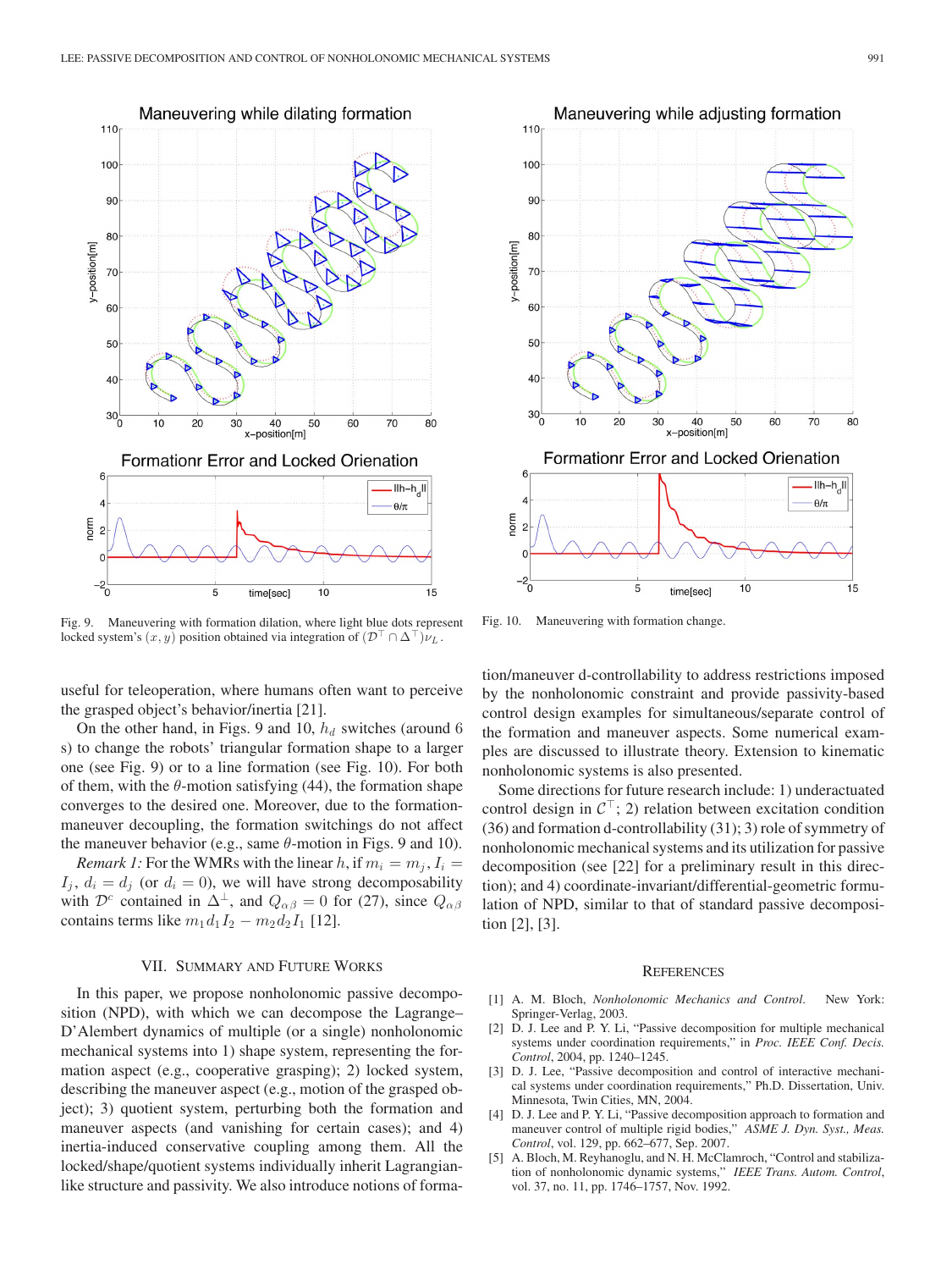Fig. 9. Maneuvering with formation dilation, where light blue dots represent locked system's $(x, y)$ position obtained via integration of $(\mathcal{D}^\top \cap \Delta^\top)\nu_L$.

Fig. 10. Maneuvering with formation change.

useful for teleoperation, where humans often want to perceive the grasped object's behavior/inertia [21].

On the other hand, in Figs. 9 and 10, $h_d$ switches (around 6 s) to change the robots' triangular formation shape to a larger one (see Fig. 9) or to a line formation (see Fig. 10). For both of them, with the $\theta$-motion satisfying (44), the formation shape converges to the desired one. Moreover, due to the formation-maneuver decoupling, the formation switchings do not affect the maneuver behavior (e.g., same $\theta$-motion in Figs. 9 and 10).

*Remark 1:* For the WMRs with the linear $h$, if $m_i = m_j$, $I_i = I_j$, $d_i = d_j$ (or $d_i = 0$), we will have strong decomposability with $\mathcal{D}^c$ contained in $\Delta^\perp$, and $Q_{\alpha\beta} = 0$ for (27), since $Q_{\alpha\beta}$ contains terms like $m_1 d_1 I_2 - m_2 d_2 I_1$ [12].

## VII. Summary and Future Works

In this paper, we propose nonholonomic passive decomposition (NPD), with which we can decompose the Lagrange–D'Alembert dynamics of multiple (or a single) nonholonomic mechanical systems into 1) shape system, representing the formation aspect (e.g., cooperative grasping); 2) locked system, describing the maneuver aspect (e.g., motion of the grasped object); 3) quotient system, perturbing both the formation and maneuver aspects (and vanishing for certain cases); and 4) inertia-induced conservative coupling among them. All the locked/shape/quotient systems individually inherit Lagrangian-like structure and passivity. We also introduce notions of formation/maneuver d-controllability to address restrictions imposed by the nonholonomic constraint and provide passivity-based control design examples for simultaneous/separate control of the formation and maneuver aspects. Some numerical examples are discussed to illustrate theory. Extension to kinematic nonholonomic systems is also presented.

Some directions for future research include: 1) underactuated control design in $\mathcal{C}^\top$; 2) relation between excitation condition (36) and formation d-controllability (31); 3) role of symmetry of nonholonomic mechanical systems and its utilization for passive decomposition (see [22] for a preliminary result in this direction); and 4) coordinate-invariant/differential-geometric formulation of NPD, similar to that of standard passive decomposition [2], [3].

## References

[1] A. M. Bloch, *Nonholonomic Mechanics and Control*. New York: Springer-Verlag, 2003.

[2] D. J. Lee and P. Y. Li, "Passive decomposition for multiple mechanical systems under coordination requirements," in *Proc. IEEE Conf. Decis. Control*, 2004, pp. 1240–1245.

[3] D. J. Lee, "Passive decomposition and control of interactive mechanical systems under coordination requirements," Ph.D. Dissertation, Univ. Minnesota, Twin Cities, MN, 2004.

[4] D. J. Lee and P. Y. Li, "Passive decomposition approach to formation and maneuver control of multiple rigid bodies," *ASME J. Dyn. Syst., Meas. Control*, vol. 129, pp. 662–677, Sep. 2007.

[5] A. Bloch, M. Reyhanoglu, and N. H. McClamroch, "Control and stabilization of nonholonomic dynamic systems," *IEEE Trans. Autom. Control*, vol. 37, no. 11, pp. 1746–1757, Nov. 1992.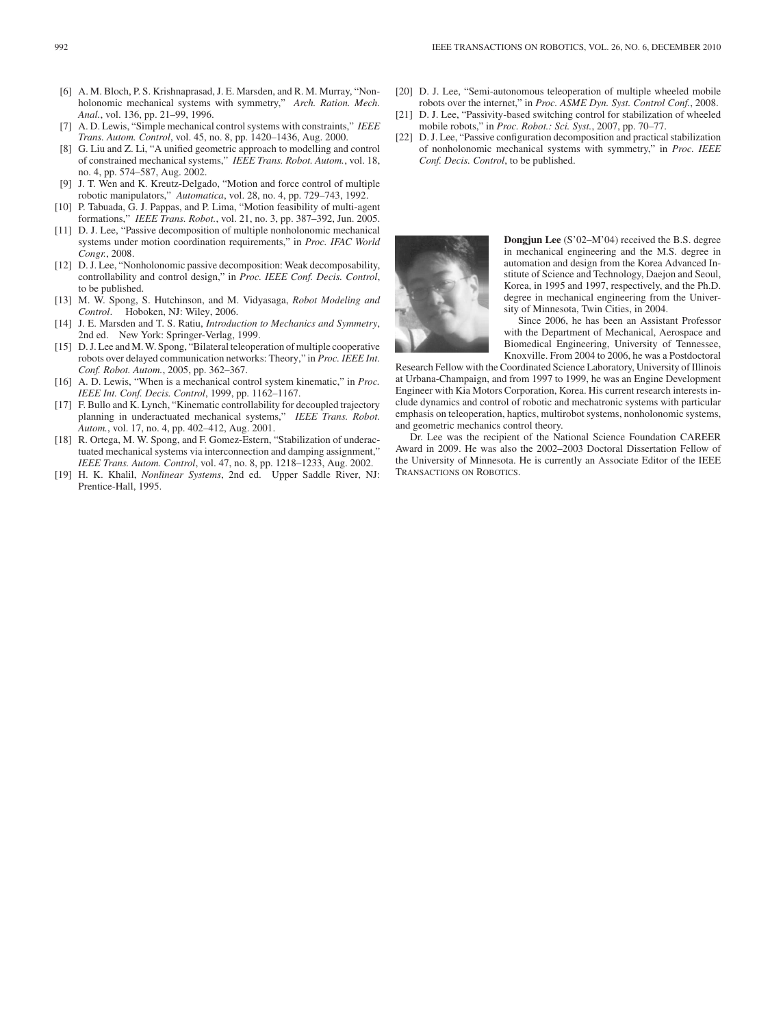[6] A. M. Bloch, P. S. Krishnaprasad, J. E. Marsden, and R. M. Murray, "Nonholonomic mechanical systems with symmetry," *Arch. Ration. Mech. Anal.*, vol. 136, pp. 21–99, 1996.

[7] A. D. Lewis, "Simple mechanical control systems with constraints," *IEEE Trans. Autom. Control*, vol. 45, no. 8, pp. 1420–1436, Aug. 2000.

[8] G. Liu and Z. Li, "A unified geometric approach to modelling and control of constrained mechanical systems," *IEEE Trans. Robot. Autom.*, vol. 18, no. 4, pp. 574–587, Aug. 2002.

[9] J. T. Wen and K. Kreutz-Delgado, "Motion and force control of multiple robotic manipulators," *Automatica*, vol. 28, no. 4, pp. 729–743, 1992.

[10] P. Tabuada, G. J. Pappas, and P. Lima, "Motion feasibility of multi-agent formations," *IEEE Trans. Robot.*, vol. 21, no. 3, pp. 387–392, Jun. 2005.

[11] D. J. Lee, "Passive decomposition of multiple nonholonomic mechanical systems under motion coordination requirements," in *Proc. IFAC World Congr.*, 2008.

[12] D. J. Lee, "Nonholonomic passive decomposition: Weak decomposability, controllability and control design," in *Proc. IEEE Conf. Decis. Control*, to be published.

[13] M. W. Spong, S. Hutchinson, and M. Vidyasaga, *Robot Modeling and Control*. Hoboken, NJ: Wiley, 2006.

[14] J. E. Marsden and T. S. Ratiu, *Introduction to Mechanics and Symmetry*, 2nd ed. New York: Springer-Verlag, 1999.

[15] D. J. Lee and M. W. Spong, "Bilateral teleoperation of multiple cooperative robots over delayed communication networks: Theory," in *Proc. IEEE Int. Conf. Robot. Autom.*, 2005, pp. 362–367.

[16] A. D. Lewis, "When is a mechanical control system kinematic," in *Proc. IEEE Int. Conf. Decis. Control*, 1999, pp. 1162–1167.

[17] F. Bullo and K. Lynch, "Kinematic controllability for decoupled trajectory planning in underactuated mechanical systems," *IEEE Trans. Robot. Autom.*, vol. 17, no. 4, pp. 402–412, Aug. 2001.

[18] R. Ortega, M. W. Spong, and F. Gomez-Estern, "Stabilization of underactuated mechanical systems via interconnection and damping assignment," *IEEE Trans. Autom. Control*, vol. 47, no. 8, pp. 1218–1233, Aug. 2002.

[19] H. K. Khalil, *Nonlinear Systems*, 2nd ed. Upper Saddle River, NJ: Prentice-Hall, 1995.

[20] D. J. Lee, "Semi-autonomous teleoperation of multiple wheeled mobile robots over the internet," in *Proc. ASME Dyn. Syst. Control Conf.*, 2008.

[21] D. J. Lee, "Passivity-based switching control for stabilization of wheeled mobile robots," in *Proc. Robot.: Sci. Syst.*, 2007, pp. 70–77.

[22] D. J. Lee, "Passive configuration decomposition and practical stabilization of nonholonomic mechanical systems with symmetry," in *Proc. IEEE Conf. Decis. Control*, to be published.

**Dongjun Lee** (S'02–M'04) received the B.S. degree in mechanical engineering and the M.S. degree in automation and design from the Korea Advanced Institute of Science and Technology, Daejon and Seoul, Korea, in 1995 and 1997, respectively, and the Ph.D. degree in mechanical engineering from the University of Minnesota, Twin Cities, in 2004.

Since 2006, he has been an Assistant Professor with the Department of Mechanical, Aerospace and Biomedical Engineering, University of Tennessee, Knoxville. From 2004 to 2006, he was a Postdoctoral Research Fellow with the Coordinated Science Laboratory, University of Illinois at Urbana-Champaign, and from 1997 to 1999, he was an Engine Development Engineer with Kia Motors Corporation, Korea. His current research interests include dynamics and control of robotic and mechatronic systems with particular emphasis on teleoperation, haptics, multirobot systems, nonholonomic systems, and geometric mechanics control theory.

Dr. Lee was the recipient of the National Science Foundation CAREER Award in 2009. He was also the 2002–2003 Doctoral Dissertation Fellow of the University of Minnesota. He is currently an Associate Editor of the IEEE TRANSACTIONS ON ROBOTICS.